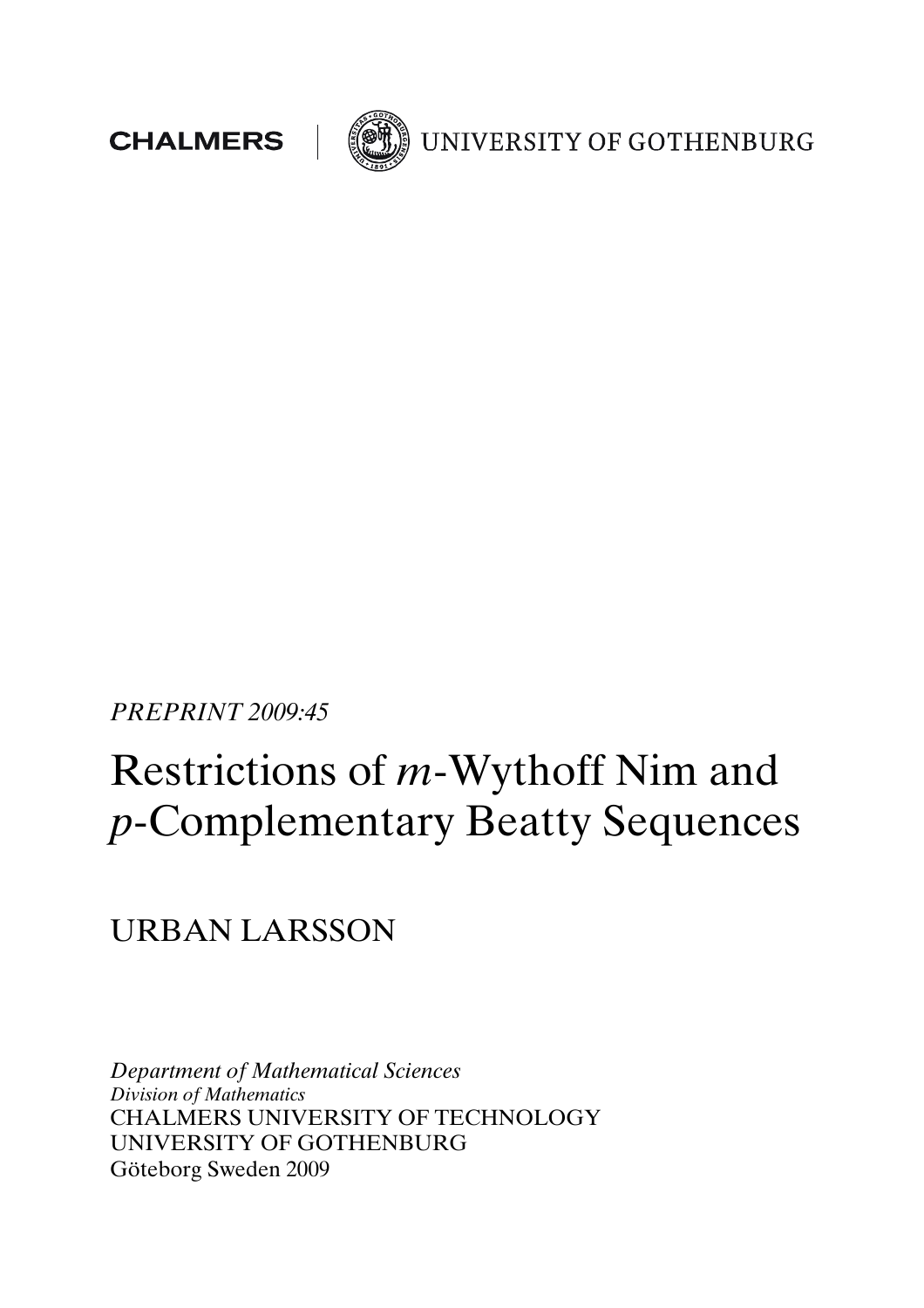CHALMERS | UNIVERSITY OF GOTHENBURG

*PREPRINT 2009:45*

# Restrictions of $m$-Wythoff Nim and $p$-Complementary Beatty Sequences

URBAN LARSSON

*Department of Mathematical Sciences*
*Division of Mathematics*
CHALMERS UNIVERSITY OF TECHNOLOGY
UNIVERSITY OF GOTHENBURG
Göteborg Sweden 2009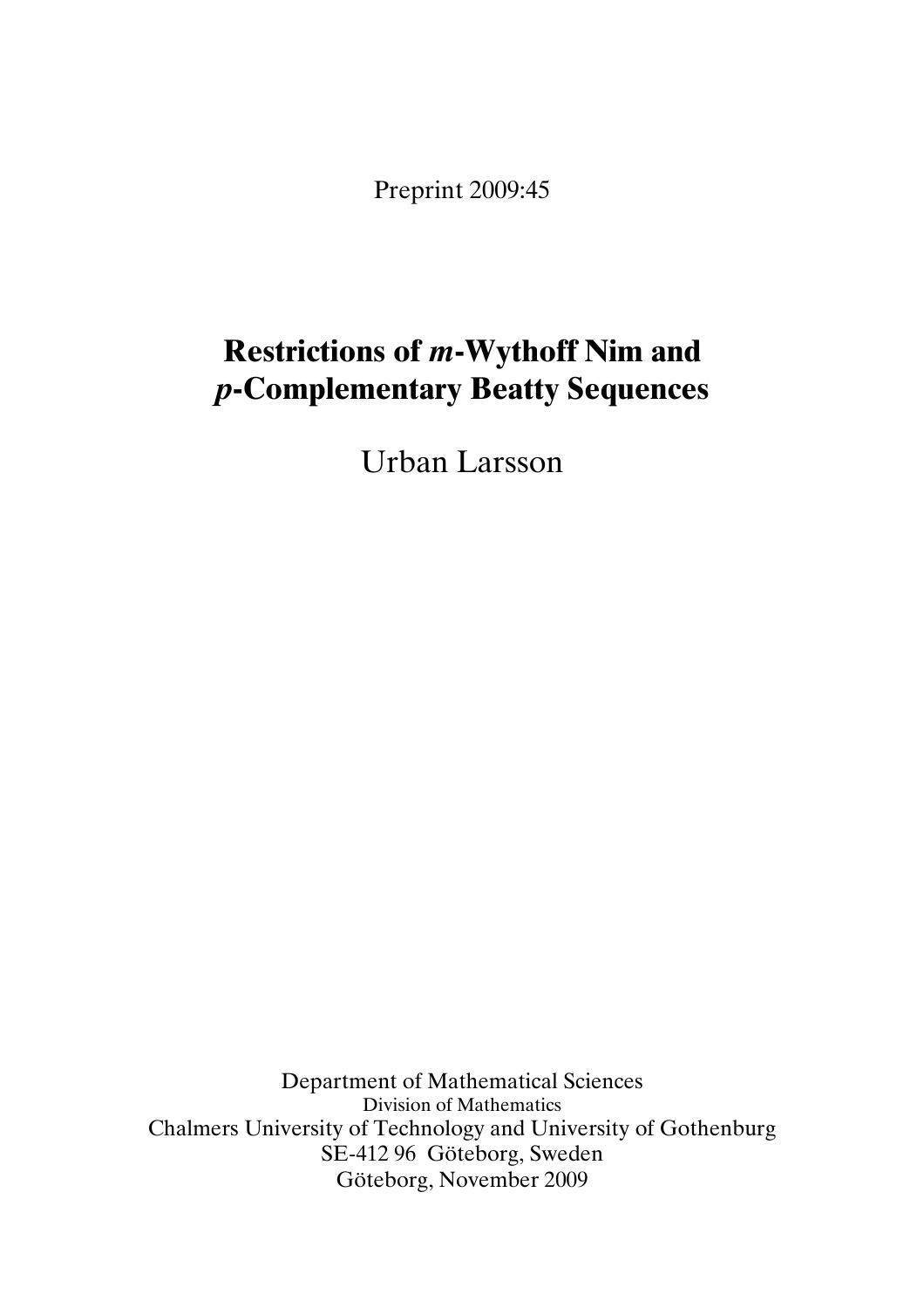Preprint 2009:45

# Restrictions of *m*-Wythoff Nim and *p*-Complementary Beatty Sequences

Urban Larsson

Department of Mathematical Sciences
Division of Mathematics
Chalmers University of Technology and University of Gothenburg
SE-412 96 Göteborg, Sweden
Göteborg, November 2009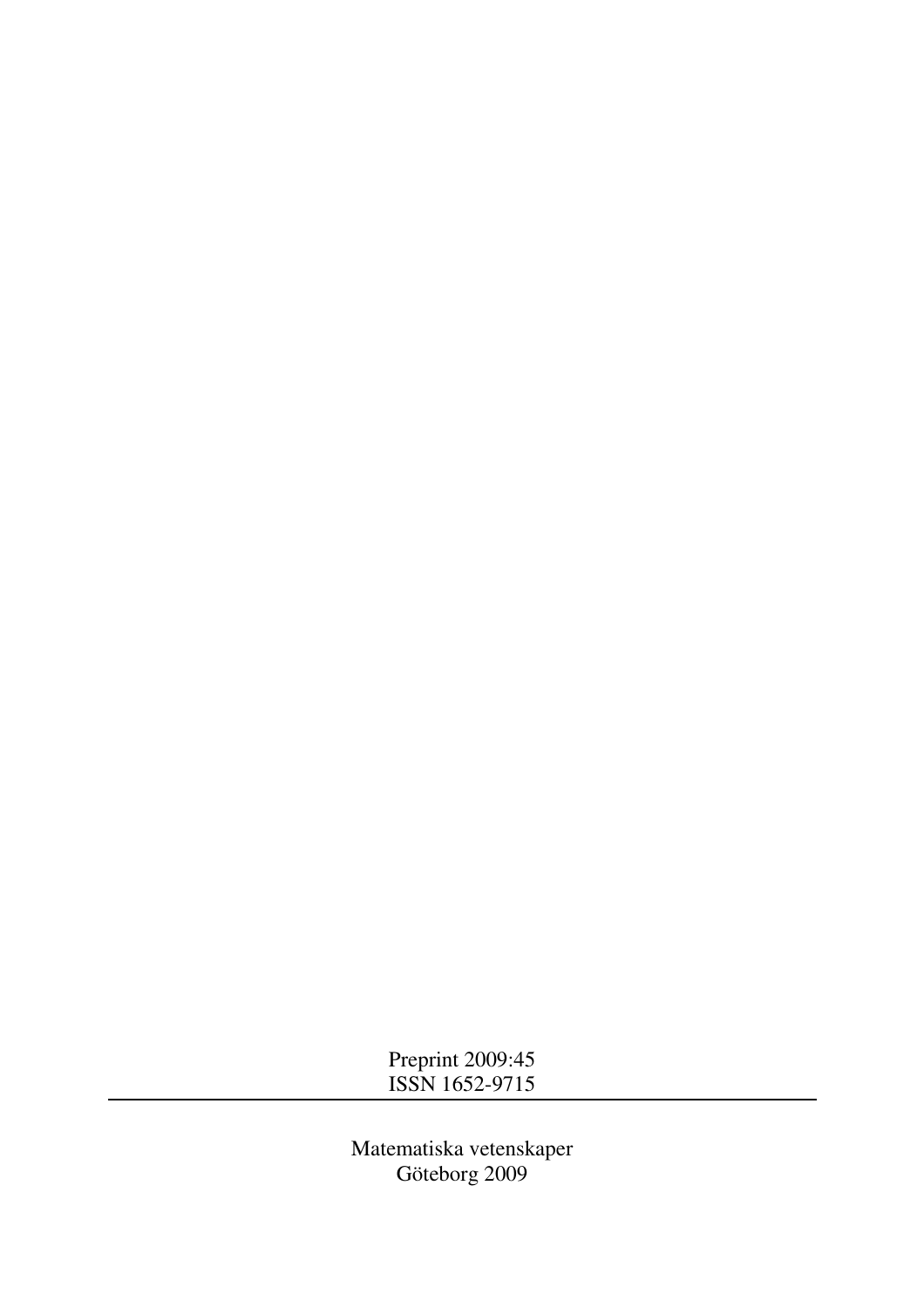Preprint 2009:45
ISSN 1652-9715

---

Matematiska vetenskaper
Göteborg 2009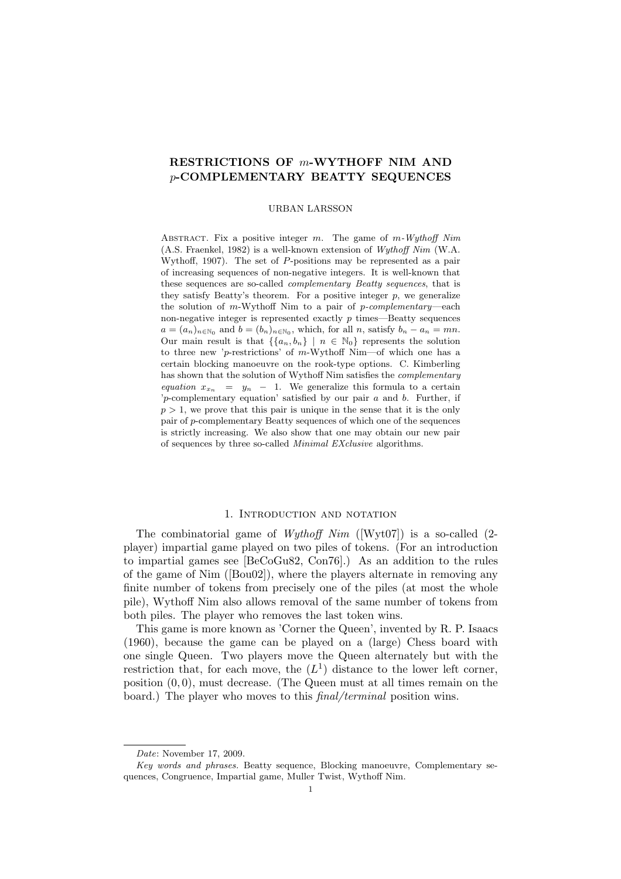# RESTRICTIONS OF $m$-WYTHOFF NIM AND $p$-COMPLEMENTARY BEATTY SEQUENCES

URBAN LARSSON

Abstract. Fix a positive integer $m$. The game of *$m$-Wythoff Nim* (A.S. Fraenkel, 1982) is a well-known extension of *Wythoff Nim* (W.A. Wythoff, 1907). The set of $P$-positions may be represented as a pair of increasing sequences of non-negative integers. It is well-known that these sequences are so-called *complementary Beatty sequences*, that is they satisfy Beatty's theorem. For a positive integer $p$, we generalize the solution of $m$-Wythoff Nim to a pair of *$p$-complementary*—each non-negative integer is represented exactly $p$ times—Beatty sequences $a = (a_n)_{n\in\mathbb{N}_0}$ and $b = (b_n)_{n\in\mathbb{N}_0}$, which, for all $n$, satisfy $b_n - a_n = mn$. Our main result is that $\{\{a_n, b_n\} \mid n \in \mathbb{N}_0\}$ represents the solution to three new '$p$-restrictions' of $m$-Wythoff Nim—of which one has a certain blocking manoeuvre on the rook-type options. C. Kimberling has shown that the solution of Wythoff Nim satisfies the *complementary equation* $x_{x_n} = y_n - 1$. We generalize this formula to a certain '$p$-complementary equation' satisfied by our pair $a$ and $b$. Further, if $p > 1$, we prove that this pair is unique in the sense that it is the only pair of $p$-complementary Beatty sequences of which one of the sequences is strictly increasing. We also show that one may obtain our new pair of sequences by three so-called *Minimal EXclusive* algorithms.

## 1. Introduction and notation

The combinatorial game of *Wythoff Nim* ([Wyt07]) is a so-called (2-player) impartial game played on two piles of tokens. (For an introduction to impartial games see [BeCoGu82, Con76].) As an addition to the rules of the game of Nim ([Bou02]), where the players alternate in removing any finite number of tokens from precisely one of the piles (at most the whole pile), Wythoff Nim also allows removal of the same number of tokens from both piles. The player who removes the last token wins.

This game is more known as 'Corner the Queen', invented by R. P. Isaacs (1960), because the game can be played on a (large) Chess board with one single Queen. Two players move the Queen alternately but with the restriction that, for each move, the ($L^1$) distance to the lower left corner, position $(0, 0)$, must decrease. (The Queen must at all times remain on the board.) The player who moves to this *final/terminal* position wins.

---

*Date*: November 17, 2009.

*Key words and phrases.* Beatty sequence, Blocking manoeuvre, Complementary sequences, Congruence, Impartial game, Muller Twist, Wythoff Nim.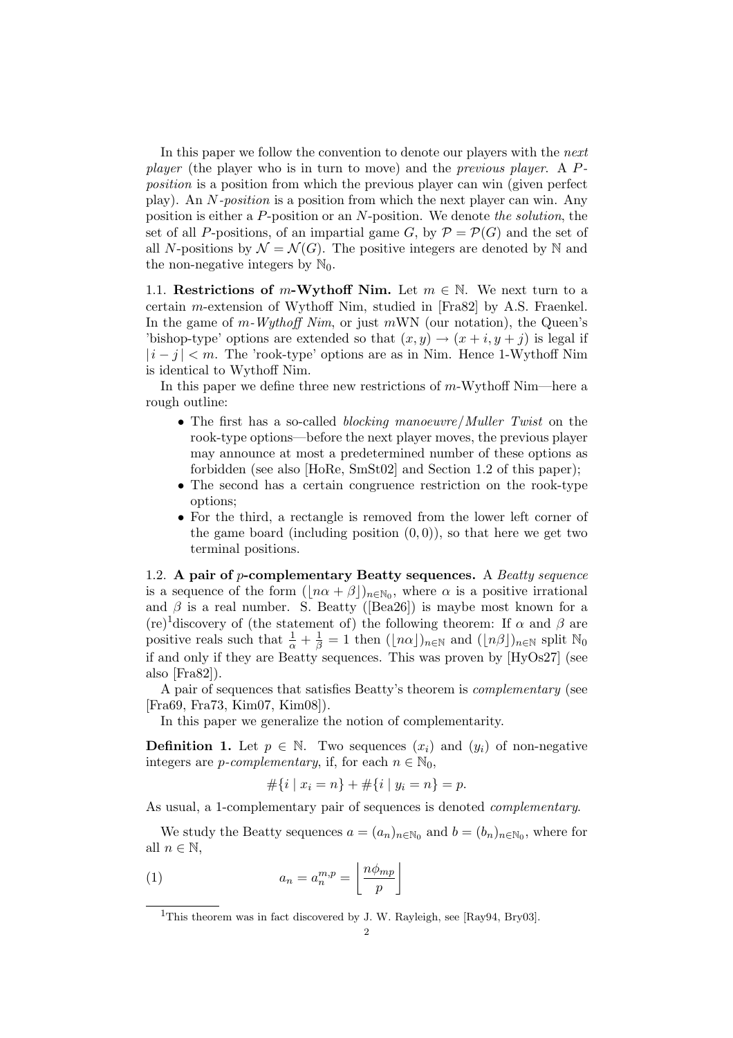In this paper we follow the convention to denote our players with the *next player* (the player who is in turn to move) and the *previous player*. A *P-position* is a position from which the previous player can win (given perfect play). An *N-position* is a position from which the next player can win. Any position is either a *P*-position or an *N*-position. We denote *the solution*, the set of all *P*-positions, of an impartial game $G$, by $\mathcal{P} = \mathcal{P}(G)$ and the set of all *N*-positions by $\mathcal{N} = \mathcal{N}(G)$. The positive integers are denoted by $\mathbb{N}$ and the non-negative integers by $\mathbb{N}_0$.

1.1. **Restrictions of $m$-Wythoff Nim.** Let $m \in \mathbb{N}$. We next turn to a certain $m$-extension of Wythoff Nim, studied in [Fra82] by A.S. Fraenkel. In the game of *m-Wythoff Nim*, or just $m$WN (our notation), the Queen's 'bishop-type' options are extended so that $(x, y) \to (x + i, y + j)$ is legal if $|\, i - j\,| < m$. The 'rook-type' options are as in Nim. Hence 1-Wythoff Nim is identical to Wythoff Nim.

In this paper we define three new restrictions of $m$-Wythoff Nim—here a rough outline:

- The first has a so-called *blocking manoeuvre*/*Muller Twist* on the rook-type options—before the next player moves, the previous player may announce at most a predetermined number of these options as forbidden (see also [HoRe, SmSt02] and Section 1.2 of this paper);
- The second has a certain congruence restriction on the rook-type options;
- For the third, a rectangle is removed from the lower left corner of the game board (including position $(0, 0)$), so that here we get two terminal positions.

1.2. **A pair of $p$-complementary Beatty sequences.** A *Beatty sequence* is a sequence of the form $(\lfloor n\alpha + \beta \rfloor)_{n\in\mathbb{N}_0}$, where $\alpha$ is a positive irrational and $\beta$ is a real number. S. Beatty ([Bea26]) is maybe most known for a (re)[1]discovery of (the statement of) the following theorem: If $\alpha$ and $\beta$ are positive reals such that $\frac{1}{\alpha} + \frac{1}{\beta} = 1$ then $(\lfloor n\alpha \rfloor)_{n\in\mathbb{N}}$ and $(\lfloor n\beta \rfloor)_{n\in\mathbb{N}}$ split $\mathbb{N}_0$ if and only if they are Beatty sequences. This was proven by [HyOs27] (see also [Fra82]).

A pair of sequences that satisfies Beatty's theorem is *complementary* (see [Fra69, Fra73, Kim07, Kim08]).

In this paper we generalize the notion of complementarity.

**Definition 1.** Let $p \in \mathbb{N}$. Two sequences $(x_i)$ and $(y_i)$ of non-negative integers are *p-complementary*, if, for each $n \in \mathbb{N}_0$,

$$\#\{i \mid x_i = n\} + \#\{i \mid y_i = n\} = p.$$

As usual, a 1-complementary pair of sequences is denoted *complementary*.

We study the Beatty sequences $a = (a_n)_{n\in\mathbb{N}_0}$ and $b = (b_n)_{n\in\mathbb{N}_0}$, where for all $n \in \mathbb{N}$,

$$a_n = a_n^{m,p} = \left\lfloor \frac{n\phi_{mp}}{p} \right\rfloor \tag{1}$$

[1]This theorem was in fact discovered by J. W. Rayleigh, see [Ray94, Bry03].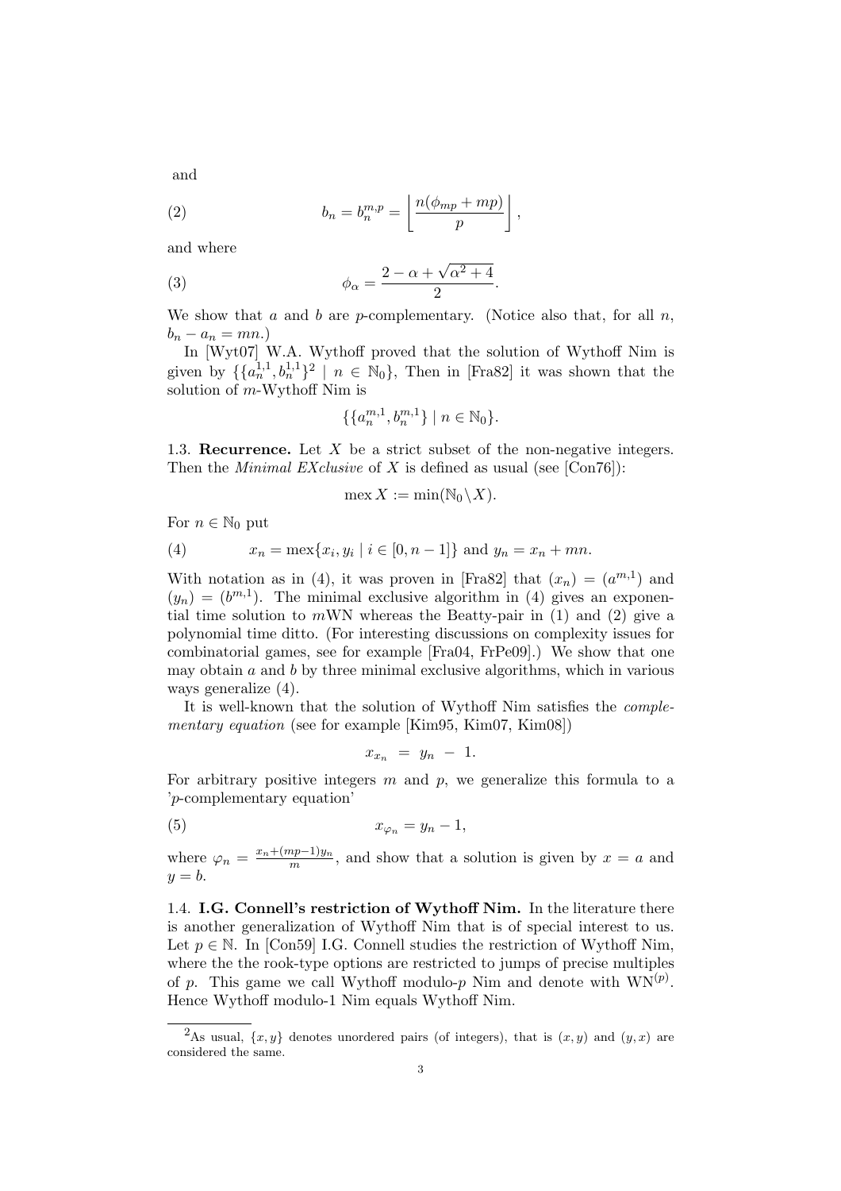and

$$b_n = b_n^{m,p} = \left\lfloor \frac{n(\phi_{mp} + mp)}{p} \right\rfloor, \tag{2}$$

and where

$$\phi_\alpha = \frac{2 - \alpha + \sqrt{\alpha^2 + 4}}{2}. \tag{3}$$

We show that $a$ and $b$ are $p$-complementary. (Notice also that, for all $n$, $b_n - a_n = mn$.)

In [Wyt07] W.A. Wythoff proved that the solution of Wythoff Nim is given by $\{\{a_n^{1,1}, b_n^{1,1}\}$[2] $\mid n \in \mathbb{N}_0\}$, Then in [Fra82] it was shown that the solution of $m$-Wythoff Nim is

$$\{\{a_n^{m,1}, b_n^{m,1}\} \mid n \in \mathbb{N}_0\}.$$

1.3. **Recurrence.** Let $X$ be a strict subset of the non-negative integers. Then the *Minimal EXclusive* of $X$ is defined as usual (see [Con76]):

$$\operatorname{mex} X := \min(\mathbb{N}_0 \backslash X).$$

For $n \in \mathbb{N}_0$ put

$$x_n = \operatorname{mex}\{x_i, y_i \mid i \in [0, n-1]\} \text{ and } y_n = x_n + mn. \tag{4}$$

With notation as in (4), it was proven in [Fra82] that $(x_n) = (a^{m,1})$ and $(y_n) = (b^{m,1})$. The minimal exclusive algorithm in (4) gives an exponential time solution to $m$WN whereas the Beatty-pair in (1) and (2) give a polynomial time ditto. (For interesting discussions on complexity issues for combinatorial games, see for example [Fra04, FrPe09].) We show that one may obtain $a$ and $b$ by three minimal exclusive algorithms, which in various ways generalize (4).

It is well-known that the solution of Wythoff Nim satisfies the *complementary equation* (see for example [Kim95, Kim07, Kim08])

$$x_{x_n} \;=\; y_n \;-\; 1.$$

For arbitrary positive integers $m$ and $p$, we generalize this formula to a '$p$-complementary equation'

$$x_{\varphi_n} = y_n - 1, \tag{5}$$

where $\varphi_n = \frac{x_n + (mp-1)y_n}{m}$, and show that a solution is given by $x = a$ and $y = b$.

1.4. **I.G. Connell's restriction of Wythoff Nim.** In the literature there is another generalization of Wythoff Nim that is of special interest to us. Let $p \in \mathbb{N}$. In [Con59] I.G. Connell studies the restriction of Wythoff Nim, where the the rook-type options are restricted to jumps of precise multiples of $p$. This game we call Wythoff modulo-$p$ Nim and denote with $\mathrm{WN}^{(p)}$. Hence Wythoff modulo-1 Nim equals Wythoff Nim.

[2] As usual, $\{x, y\}$ denotes unordered pairs (of integers), that is $(x, y)$ and $(y, x)$ are considered the same.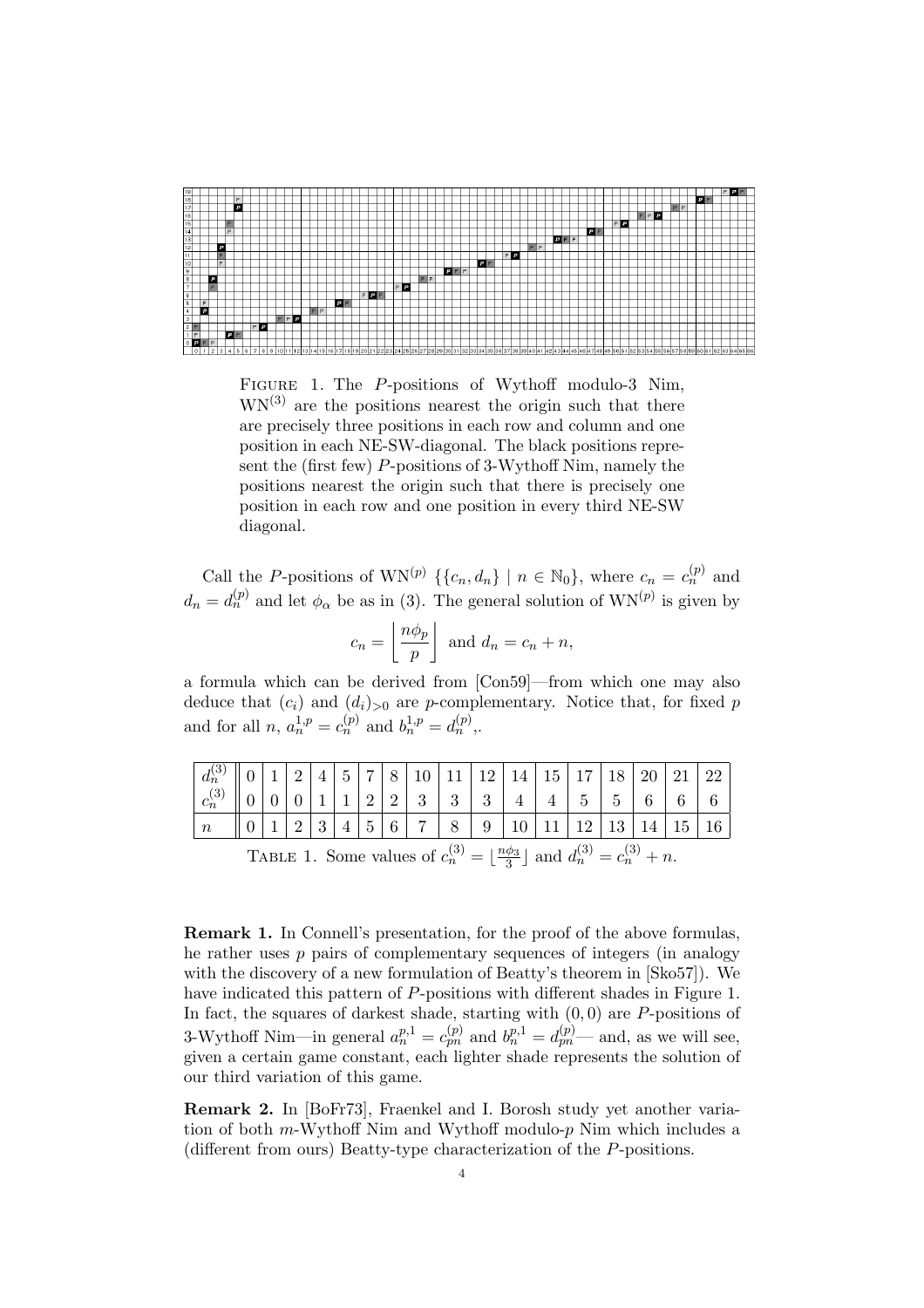FIGURE 1. The $P$-positions of Wythoff modulo-3 Nim, $\mathrm{WN}^{(3)}$ are the positions nearest the origin such that there are precisely three positions in each row and column and one position in each NE-SW-diagonal. The black positions represent the (first few) $P$-positions of 3-Wythoff Nim, namely the positions nearest the origin such that there is precisely one position in each row and one position in every third NE-SW diagonal.

Call the $P$-positions of $\mathrm{WN}^{(p)}$ $\{\{c_n, d_n\} \mid n \in \mathbb{N}_0\}$, where $c_n = c_n^{(p)}$ and $d_n = d_n^{(p)}$ and let $\phi_\alpha$ be as in (3). The general solution of $\mathrm{WN}^{(p)}$ is given by

$$c_n = \left\lfloor \frac{n\phi_p}{p} \right\rfloor \text{ and } d_n = c_n + n,$$

a formula which can be derived from [Con59]—from which one may also deduce that $(c_i)$ and $(d_i)_{>0}$ are $p$-complementary. Notice that, for fixed $p$ and for all $n$, $a_n^{1,p} = c_n^{(p)}$ and $b_n^{1,p} = d_n^{(p)}$,.

| $d_n^{(3)}$ | 0 | 1 | 2 | 4 | 5 | 7 | 8 | 10 | 11 | 12 | 14 | 15 | 17 | 18 | 20 | 21 | 22 |
|---|---|---|---|---|---|---|---|---|---|---|---|---|---|---|---|---|---|
| $c_n^{(3)}$ | 0 | 0 | 0 | 1 | 1 | 2 | 2 | 3 | 3 | 3 | 4 | 4 | 5 | 5 | 6 | 6 | 6 |
| $n$ | 0 | 1 | 2 | 3 | 4 | 5 | 6 | 7 | 8 | 9 | 10 | 11 | 12 | 13 | 14 | 15 | 16 |

TABLE 1. Some values of $c_n^{(3)} = \lfloor \frac{n\phi_3}{3} \rfloor$ and $d_n^{(3)} = c_n^{(3)} + n$.

**Remark 1.** In Connell's presentation, for the proof of the above formulas, he rather uses $p$ pairs of complementary sequences of integers (in analogy with the discovery of a new formulation of Beatty's theorem in [Sko57]). We have indicated this pattern of $P$-positions with different shades in Figure 1. In fact, the squares of darkest shade, starting with $(0, 0)$ are $P$-positions of 3-Wythoff Nim—in general $a_n^{p,1} = c_{pn}^{(p)}$ and $b_n^{p,1} = d_{pn}^{(p)}$— and, as we will see, given a certain game constant, each lighter shade represents the solution of our third variation of this game.

**Remark 2.** In [BoFr73], Fraenkel and I. Borosh study yet another variation of both $m$-Wythoff Nim and Wythoff modulo-$p$ Nim which includes a (different from ours) Beatty-type characterization of the $P$-positions.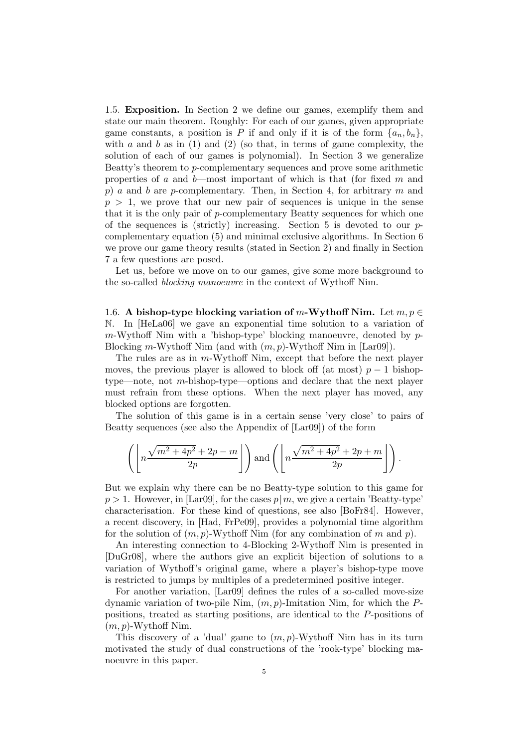1.5. **Exposition.** In Section 2 we define our games, exemplify them and state our main theorem. Roughly: For each of our games, given appropriate game constants, a position is $P$ if and only if it is of the form $\{a_n, b_n\}$, with $a$ and $b$ as in (1) and (2) (so that, in terms of game complexity, the solution of each of our games is polynomial). In Section 3 we generalize Beatty's theorem to $p$-complementary sequences and prove some arithmetic properties of $a$ and $b$—most important of which is that (for fixed $m$ and $p$) $a$ and $b$ are $p$-complementary. Then, in Section 4, for arbitrary $m$ and $p > 1$, we prove that our new pair of sequences is unique in the sense that it is the only pair of $p$-complementary Beatty sequences for which one of the sequences is (strictly) increasing. Section 5 is devoted to our $p$-complementary equation (5) and minimal exclusive algorithms. In Section 6 we prove our game theory results (stated in Section 2) and finally in Section 7 a few questions are posed.

Let us, before we move on to our games, give some more background to the so-called *blocking manoeuvre* in the context of Wythoff Nim.

1.6. **A bishop-type blocking variation of $m$-Wythoff Nim.** Let $m, p \in \mathbb{N}$. In [HeLa06] we gave an exponential time solution to a variation of $m$-Wythoff Nim with a 'bishop-type' blocking manoeuvre, denoted by $p$-Blocking $m$-Wythoff Nim (and with $(m, p)$-Wythoff Nim in [Lar09]).

The rules are as in $m$-Wythoff Nim, except that before the next player moves, the previous player is allowed to block off (at most) $p - 1$ bishop-type—note, not $m$-bishop-type—options and declare that the next player must refrain from these options. When the next player has moved, any blocked options are forgotten.

The solution of this game is in a certain sense 'very close' to pairs of Beatty sequences (see also the Appendix of [Lar09]) of the form

$$\left( \left\lfloor n \frac{\sqrt{m^2 + 4p^2} + 2p - m}{2p} \right\rfloor \right) \text{ and } \left( \left\lfloor n \frac{\sqrt{m^2 + 4p^2} + 2p + m}{2p} \right\rfloor \right).$$

But we explain why there can be no Beatty-type solution to this game for $p > 1$. However, in [Lar09], for the cases $p \mid m$, we give a certain 'Beatty-type' characterisation. For these kind of questions, see also [BoFr84]. However, a recent discovery, in [Had, FrPe09], provides a polynomial time algorithm for the solution of $(m, p)$-Wythoff Nim (for any combination of $m$ and $p$).

An interesting connection to 4-Blocking 2-Wythoff Nim is presented in [DuGr08], where the authors give an explicit bijection of solutions to a variation of Wythoff's original game, where a player's bishop-type move is restricted to jumps by multiples of a predetermined positive integer.

For another variation, [Lar09] defines the rules of a so-called move-size dynamic variation of two-pile Nim, $(m, p)$-Imitation Nim, for which the $P$-positions, treated as starting positions, are identical to the $P$-positions of $(m, p)$-Wythoff Nim.

This discovery of a 'dual' game to $(m, p)$-Wythoff Nim has in its turn motivated the study of dual constructions of the 'rook-type' blocking manoeuvre in this paper.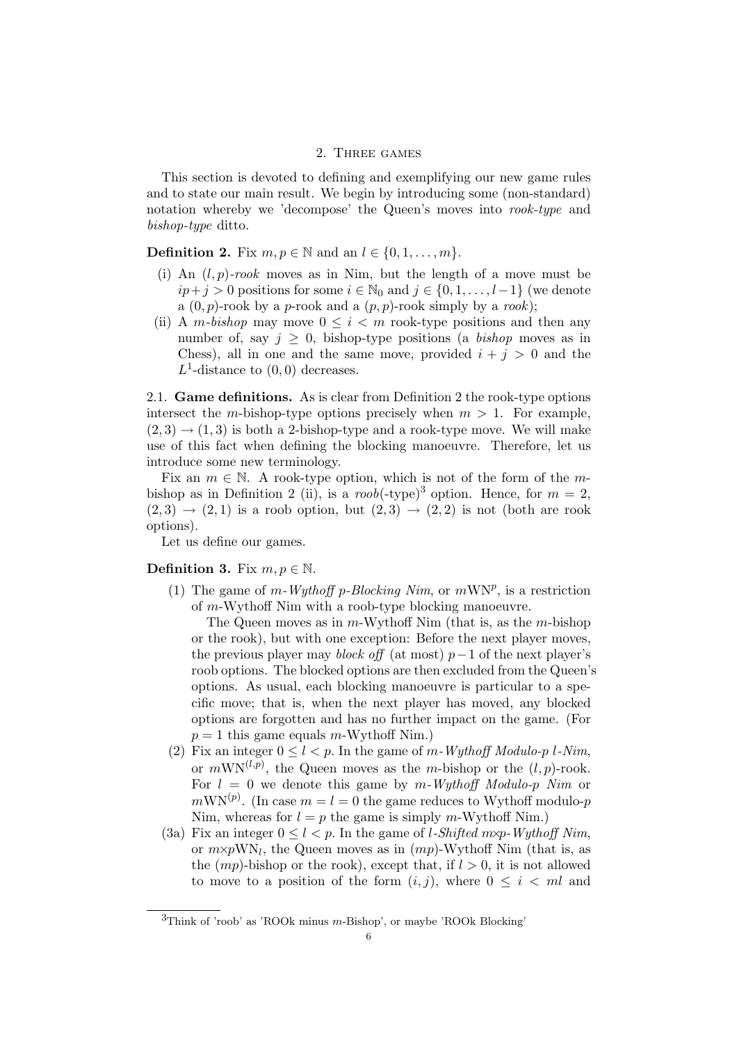## 2. Three games

This section is devoted to defining and exemplifying our new game rules and to state our main result. We begin by introducing some (non-standard) notation whereby we 'decompose' the Queen's moves into *rook-type* and *bishop-type* ditto.

**Definition 2.** Fix $m, p \in \mathbb{N}$ and an $l \in \{0, 1, \ldots, m\}$.

- (i) An $(l, p)$-*rook* moves as in Nim, but the length of a move must be $ip + j > 0$ positions for some $i \in \mathbb{N}_0$ and $j \in \{0, 1, \ldots, l-1\}$ (we denote a $(0, p)$-rook by a $p$-rook and a $(p, p)$-rook simply by a *rook*);
- (ii) A $m$-*bishop* may move $0 \leq i < m$ rook-type positions and then any number of, say $j \geq 0$, bishop-type positions (a *bishop* moves as in Chess), all in one and the same move, provided $i + j > 0$ and the $L^1$-distance to $(0, 0)$ decreases.

2.1. **Game definitions.** As is clear from Definition 2 the rook-type options intersect the $m$-bishop-type options precisely when $m > 1$. For example, $(2, 3) \to (1, 3)$ is both a 2-bishop-type and a rook-type move. We will make use of this fact when defining the blocking manoeuvre. Therefore, let us introduce some new terminology.

Fix an $m \in \mathbb{N}$. A rook-type option, which is not of the form of the $m$-bishop as in Definition 2 (ii), is a *roob*(-type)[3] option. Hence, for $m = 2$, $(2, 3) \to (2, 1)$ is a roob option, but $(2, 3) \to (2, 2)$ is not (both are rook options).

Let us define our games.

**Definition 3.** Fix $m, p \in \mathbb{N}$.

1. The game of *m-Wythoff p-Blocking Nim*, or $m\text{WN}^p$, is a restriction of $m$-Wythoff Nim with a roob-type blocking manoeuvre.

   The Queen moves as in $m$-Wythoff Nim (that is, as the $m$-bishop or the rook), but with one exception: Before the next player moves, the previous player may *block off* (at most) $p-1$ of the next player's roob options. The blocked options are then excluded from the Queen's options. As usual, each blocking manoeuvre is particular to a specific move; that is, when the next player has moved, any blocked options are forgotten and has no further impact on the game. (For $p = 1$ this game equals $m$-Wythoff Nim.)

2. Fix an integer $0 \leq l < p$. In the game of *m-Wythoff Modulo-p l-Nim*, or $m\text{WN}^{(l,p)}$, the Queen moves as the $m$-bishop or the $(l, p)$-rook. For $l = 0$ we denote this game by *m-Wythoff Modulo-p Nim* or $m\text{WN}^{(p)}$. (In case $m = l = 0$ the game reduces to Wythoff modulo-$p$ Nim, whereas for $l = p$ the game is simply $m$-Wythoff Nim.)

(3a) Fix an integer $0 \leq l < p$. In the game of *l-Shifted m×p-Wythoff Nim*, or $m{\times}p\text{WN}_l$, the Queen moves as in $(mp)$-Wythoff Nim (that is, as the $(mp)$-bishop or the rook), except that, if $l > 0$, it is not allowed to move to a position of the form $(i, j)$, where $0 \leq i < ml$ and

[3] Think of 'roob' as 'ROOk minus $m$-Bishop', or maybe 'ROOk Blocking'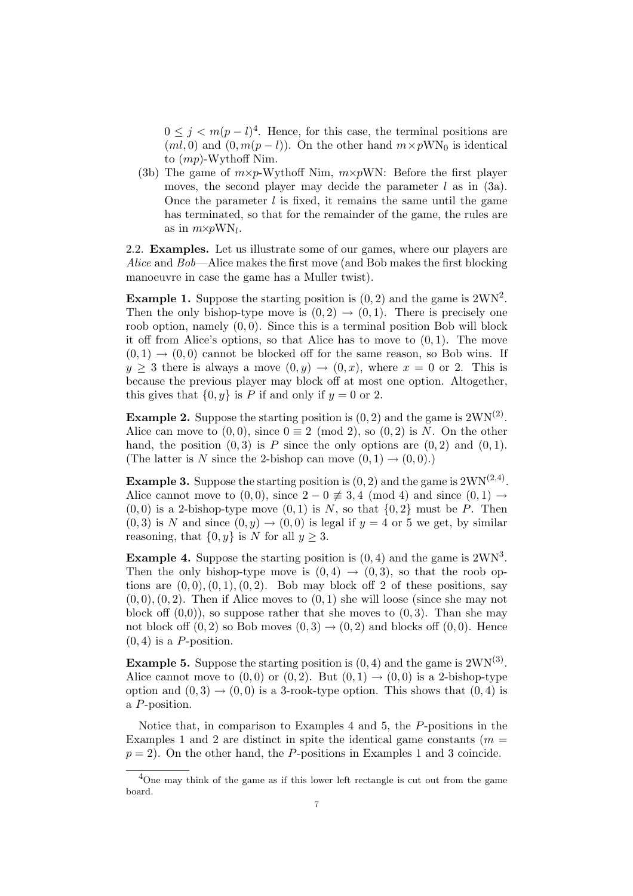$0 \le j < m(p-l)$[4]. Hence, for this case, the terminal positions are $(ml, 0)$ and $(0, m(p-l))$. On the other hand $m\times p\mathrm{WN}_0$ is identical to $(mp)$-Wythoff Nim.

(3b) The game of $m\times p$-Wythoff Nim, $m\times p\mathrm{WN}$: Before the first player moves, the second player may decide the parameter $l$ as in (3a). Once the parameter $l$ is fixed, it remains the same until the game has terminated, so that for the remainder of the game, the rules are as in $m\times p\mathrm{WN}_l$.

2.2. **Examples.** Let us illustrate some of our games, where our players are *Alice* and *Bob*—Alice makes the first move (and Bob makes the first blocking manoeuvre in case the game has a Muller twist).

**Example 1.** Suppose the starting position is $(0, 2)$ and the game is $2\mathrm{WN}^2$. Then the only bishop-type move is $(0, 2) \to (0, 1)$. There is precisely one roob option, namely $(0, 0)$. Since this is a terminal position Bob will block it off from Alice's options, so that Alice has to move to $(0, 1)$. The move $(0, 1) \to (0, 0)$ cannot be blocked off for the same reason, so Bob wins. If $y \ge 3$ there is always a move $(0, y) \to (0, x)$, where $x = 0$ or $2$. This is because the previous player may block off at most one option. Altogether, this gives that $\{0, y\}$ is $P$ if and only if $y = 0$ or $2$.

**Example 2.** Suppose the starting position is $(0, 2)$ and the game is $2\mathrm{WN}^{(2)}$. Alice can move to $(0, 0)$, since $0 \equiv 2 \pmod 2$, so $(0, 2)$ is $N$. On the other hand, the position $(0, 3)$ is $P$ since the only options are $(0, 2)$ and $(0, 1)$. (The latter is $N$ since the 2-bishop can move $(0, 1) \to (0, 0)$.)

**Example 3.** Suppose the starting position is $(0, 2)$ and the game is $2\mathrm{WN}^{(2,4)}$. Alice cannot move to $(0, 0)$, since $2 - 0 \not\equiv 3, 4 \pmod 4$ and since $(0, 1) \to (0, 0)$ is a 2-bishop-type move $(0, 1)$ is $N$, so that $\{0, 2\}$ must be $P$. Then $(0, 3)$ is $N$ and since $(0, y) \to (0, 0)$ is legal if $y = 4$ or $5$ we get, by similar reasoning, that $\{0, y\}$ is $N$ for all $y \ge 3$.

**Example 4.** Suppose the starting position is $(0, 4)$ and the game is $2\mathrm{WN}^3$. Then the only bishop-type move is $(0, 4) \to (0, 3)$, so that the roob options are $(0, 0), (0, 1), (0, 2)$. Bob may block off 2 of these positions, say $(0, 0), (0, 2)$. Then if Alice moves to $(0, 1)$ she will loose (since she may not block off $(0,0)$), so suppose rather that she moves to $(0, 3)$. Than she may not block off $(0, 2)$ so Bob moves $(0, 3) \to (0, 2)$ and blocks off $(0, 0)$. Hence $(0, 4)$ is a $P$-position.

**Example 5.** Suppose the starting position is $(0, 4)$ and the game is $2\mathrm{WN}^{(3)}$. Alice cannot move to $(0, 0)$ or $(0, 2)$. But $(0, 1) \to (0, 0)$ is a 2-bishop-type option and $(0, 3) \to (0, 0)$ is a 3-rook-type option. This shows that $(0, 4)$ is a $P$-position.

Notice that, in comparison to Examples 4 and 5, the $P$-positions in the Examples 1 and 2 are distinct in spite the identical game constants ($m = p = 2$). On the other hand, the $P$-positions in Examples 1 and 3 coincide.

[4] One may think of the game as if this lower left rectangle is cut out from the game board.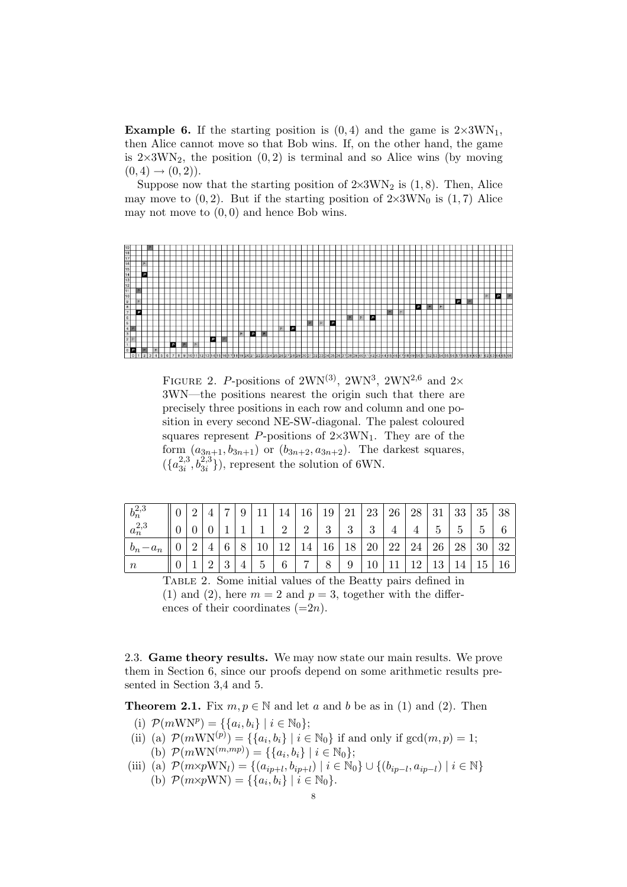**Example 6.** If the starting position is $(0, 4)$ and the game is $2{\times}3\mathrm{WN}_1$, then Alice cannot move so that Bob wins. If, on the other hand, the game is $2{\times}3\mathrm{WN}_2$, the position $(0, 2)$ is terminal and so Alice wins (by moving $(0, 4) \to (0, 2)$).

Suppose now that the starting position of $2{\times}3\mathrm{WN}_2$ is $(1, 8)$. Then, Alice may move to $(0, 2)$. But if the starting position of $2{\times}3\mathrm{WN}_0$ is $(1, 7)$ Alice may not move to $(0, 0)$ and hence Bob wins.

FIGURE 2. $P$-positions of $2\mathrm{WN}^{(3)}$, $2\mathrm{WN}^3$, $2\mathrm{WN}^{2,6}$ and $2\times 3\mathrm{WN}$—the positions nearest the origin such that there are precisely three positions in each row and column and one position in every second NE-SW-diagonal. The palest coloured squares represent $P$-positions of $2{\times}3\mathrm{WN}_1$. They are of the form $(a_{3n+1}, b_{3n+1})$ or $(b_{3n+2}, a_{3n+2})$. The darkest squares, $(\{a^{2,3}_{3i}, b^{2,3}_{3i}\})$, represent the solution of $6\mathrm{WN}$.

| $b^{2,3}_n$ | 0 | 2 | 4 | 7 | 9 | 11 | 14 | 16 | 19 | 21 | 23 | 26 | 28 | 31 | 33 | 35 | 38 |
|---|---|---|---|---|---|---|---|---|---|---|---|---|---|---|---|---|---|
| $a^{2,3}_n$ | 0 | 0 | 0 | 1 | 1 | 1 | 2 | 2 | 3 | 3 | 3 | 4 | 4 | 5 | 5 | 5 | 6 |
| $b_n - a_n$ | 0 | 2 | 4 | 6 | 8 | 10 | 12 | 14 | 16 | 18 | 20 | 22 | 24 | 26 | 28 | 30 | 32 |
| $n$ | 0 | 1 | 2 | 3 | 4 | 5 | 6 | 7 | 8 | 9 | 10 | 11 | 12 | 13 | 14 | 15 | 16 |

TABLE 2. Some initial values of the Beatty pairs defined in (1) and (2), here $m = 2$ and $p = 3$, together with the differences of their coordinates ($=2n$).

### 2.3. Game theory results.

We may now state our main results. We prove them in Section 6, since our proofs depend on some arithmetic results presented in Section 3,4 and 5.

**Theorem 2.1.** Fix $m, p \in \mathbb{N}$ and let $a$ and $b$ be as in (1) and (2). Then

- (i) $\mathcal{P}(m\mathrm{WN}^p) = \{\{a_i, b_i\} \mid i \in \mathbb{N}_0\}$;
- (ii) (a) $\mathcal{P}(m\mathrm{WN}^{(p)}) = \{\{a_i, b_i\} \mid i \in \mathbb{N}_0\}$ if and only if $\gcd(m, p) = 1$;
  - (b) $\mathcal{P}(m\mathrm{WN}^{(m,mp)}) = \{\{a_i, b_i\} \mid i \in \mathbb{N}_0\}$;
- (iii) (a) $\mathcal{P}(m{\times}p\mathrm{WN}_l) = \{(a_{ip+l}, b_{ip+l}) \mid i \in \mathbb{N}_0\} \cup \{(b_{ip-l}, a_{ip-l}) \mid i \in \mathbb{N}\}$
  - (b) $\mathcal{P}(m{\times}p\mathrm{WN}) = \{\{a_i, b_i\} \mid i \in \mathbb{N}_0\}$.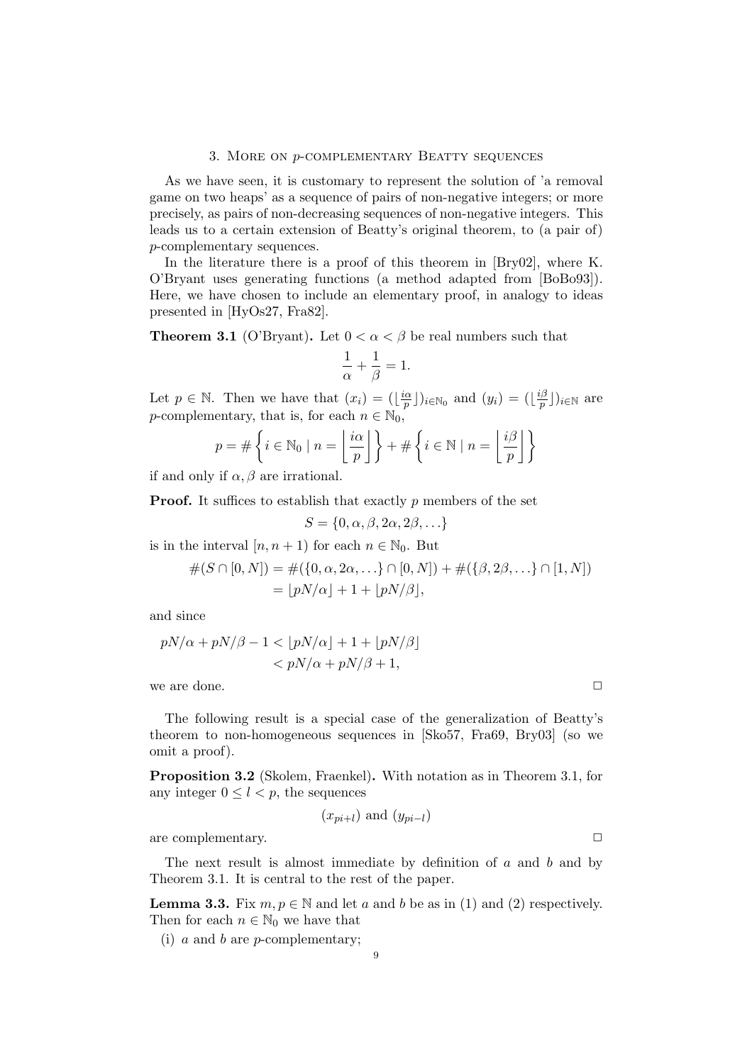## 3. More on $p$-complementary Beatty sequences

As we have seen, it is customary to represent the solution of 'a removal game on two heaps' as a sequence of pairs of non-negative integers; or more precisely, as pairs of non-decreasing sequences of non-negative integers. This leads us to a certain extension of Beatty's original theorem, to (a pair of) $p$-complementary sequences.

In the literature there is a proof of this theorem in [Bry02], where K. O'Bryant uses generating functions (a method adapted from [BoBo93]). Here, we have chosen to include an elementary proof, in analogy to ideas presented in [HyOs27, Fra82].

**Theorem 3.1** (O'Bryant)**.** Let $0 < \alpha < \beta$ be real numbers such that

$$\frac{1}{\alpha} + \frac{1}{\beta} = 1.$$

Let $p \in \mathbb{N}$. Then we have that $(x_i) = (\lfloor \frac{i\alpha}{p} \rfloor)_{i \in \mathbb{N}_0}$ and $(y_i) = (\lfloor \frac{i\beta}{p} \rfloor)_{i \in \mathbb{N}}$ are $p$-complementary, that is, for each $n \in \mathbb{N}_0$,

$$p = \#\left\{ i \in \mathbb{N}_0 \mid n = \left\lfloor \frac{i\alpha}{p} \right\rfloor \right\} + \#\left\{ i \in \mathbb{N} \mid n = \left\lfloor \frac{i\beta}{p} \right\rfloor \right\}$$

if and only if $\alpha, \beta$ are irrational.

**Proof.** It suffices to establish that exactly $p$ members of the set

$$S = \{0, \alpha, \beta, 2\alpha, 2\beta, \ldots\}$$

is in the interval $[n, n+1)$ for each $n \in \mathbb{N}_0$. But

$$\begin{aligned}
\#(S \cap [0, N]) &= \#(\{0, \alpha, 2\alpha, \ldots\} \cap [0, N]) + \#(\{\beta, 2\beta, \ldots\} \cap [1, N]) \\
&= \lfloor pN/\alpha \rfloor + 1 + \lfloor pN/\beta \rfloor,
\end{aligned}$$

and since

$$\begin{aligned}
pN/\alpha + pN/\beta - 1 &< \lfloor pN/\alpha \rfloor + 1 + \lfloor pN/\beta \rfloor \\
&< pN/\alpha + pN/\beta + 1,
\end{aligned}$$

we are done. □

The following result is a special case of the generalization of Beatty's theorem to non-homogeneous sequences in [Sko57, Fra69, Bry03] (so we omit a proof).

**Proposition 3.2** (Skolem, Fraenkel)**.** With notation as in Theorem 3.1, for any integer $0 \le l < p$, the sequences

$$(x_{pi+l}) \text{ and } (y_{pi-l})$$

are complementary. □

The next result is almost immediate by definition of $a$ and $b$ and by Theorem 3.1. It is central to the rest of the paper.

**Lemma 3.3.** Fix $m, p \in \mathbb{N}$ and let $a$ and $b$ be as in (1) and (2) respectively. Then for each $n \in \mathbb{N}_0$ we have that

(i) $a$ and $b$ are $p$-complementary;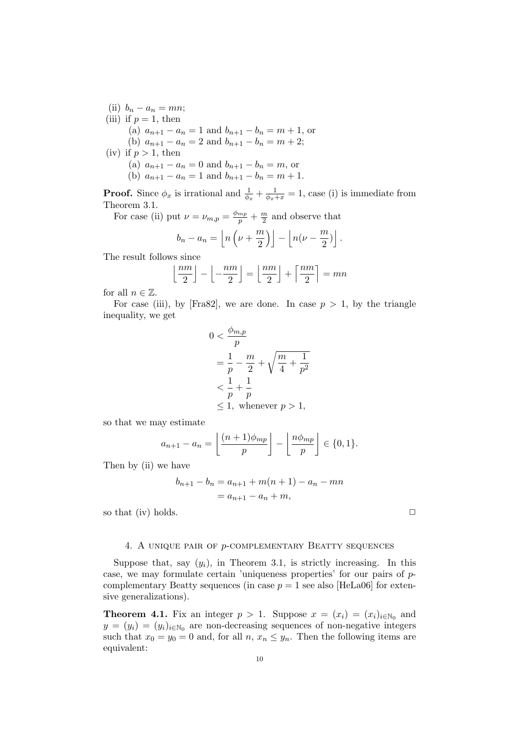(ii) $b_n - a_n = mn$;

(iii) if $p = 1$, then

  (a) $a_{n+1} - a_n = 1$ and $b_{n+1} - b_n = m + 1$, or

  (b) $a_{n+1} - a_n = 2$ and $b_{n+1} - b_n = m + 2$;

(iv) if $p > 1$, then

  (a) $a_{n+1} - a_n = 0$ and $b_{n+1} - b_n = m$, or

  (b) $a_{n+1} - a_n = 1$ and $b_{n+1} - b_n = m + 1$.

**Proof.** Since $\phi_x$ is irrational and $\frac{1}{\phi_x} + \frac{1}{\phi_x + x} = 1$, case (i) is immediate from Theorem 3.1.

For case (ii) put $\nu = \nu_{m,p} = \frac{\phi_{mp}}{p} + \frac{m}{2}$ and observe that

$$b_n - a_n = \left\lfloor n\left(\nu + \frac{m}{2}\right)\right\rfloor - \left\lfloor n(\nu - \frac{m}{2})\right\rfloor.$$

The result follows since

$$\left\lfloor \frac{nm}{2} \right\rfloor - \left\lfloor -\frac{nm}{2} \right\rfloor = \left\lfloor \frac{nm}{2} \right\rfloor + \left\lceil \frac{nm}{2} \right\rceil = mn$$

for all $n \in \mathbb{Z}$.

For case (iii), by [Fra82], we are done. In case $p > 1$, by the triangle inequality, we get

$$\begin{aligned}
0 &< \frac{\phi_{m,p}}{p} \\
&= \frac{1}{p} - \frac{m}{2} + \sqrt{\frac{m}{4} + \frac{1}{p^2}} \\
&< \frac{1}{p} + \frac{1}{p} \\
&\leq 1, \text{ whenever } p > 1,
\end{aligned}$$

so that we may estimate

$$a_{n+1} - a_n = \left\lfloor \frac{(n+1)\phi_{mp}}{p} \right\rfloor - \left\lfloor \frac{n\phi_{mp}}{p} \right\rfloor \in \{0, 1\}.$$

Then by (ii) we have

$$\begin{aligned}
b_{n+1} - b_n &= a_{n+1} + m(n+1) - a_n - mn \\
&= a_{n+1} - a_n + m,
\end{aligned}$$

so that (iv) holds. □

## 4. A unique pair of $p$-complementary Beatty sequences

Suppose that, say $(y_i)$, in Theorem 3.1, is strictly increasing. In this case, we may formulate certain 'uniqueness properties' for our pairs of $p$-complementary Beatty sequences (in case $p = 1$ see also [HeLa06] for extensive generalizations).

**Theorem 4.1.** Fix an integer $p > 1$. Suppose $x = (x_i) = (x_i)_{i \in \mathbb{N}_0}$ and $y = (y_i) = (y_i)_{i \in \mathbb{N}_0}$ are non-decreasing sequences of non-negative integers such that $x_0 = y_0 = 0$ and, for all $n$, $x_n \leq y_n$. Then the following items are equivalent: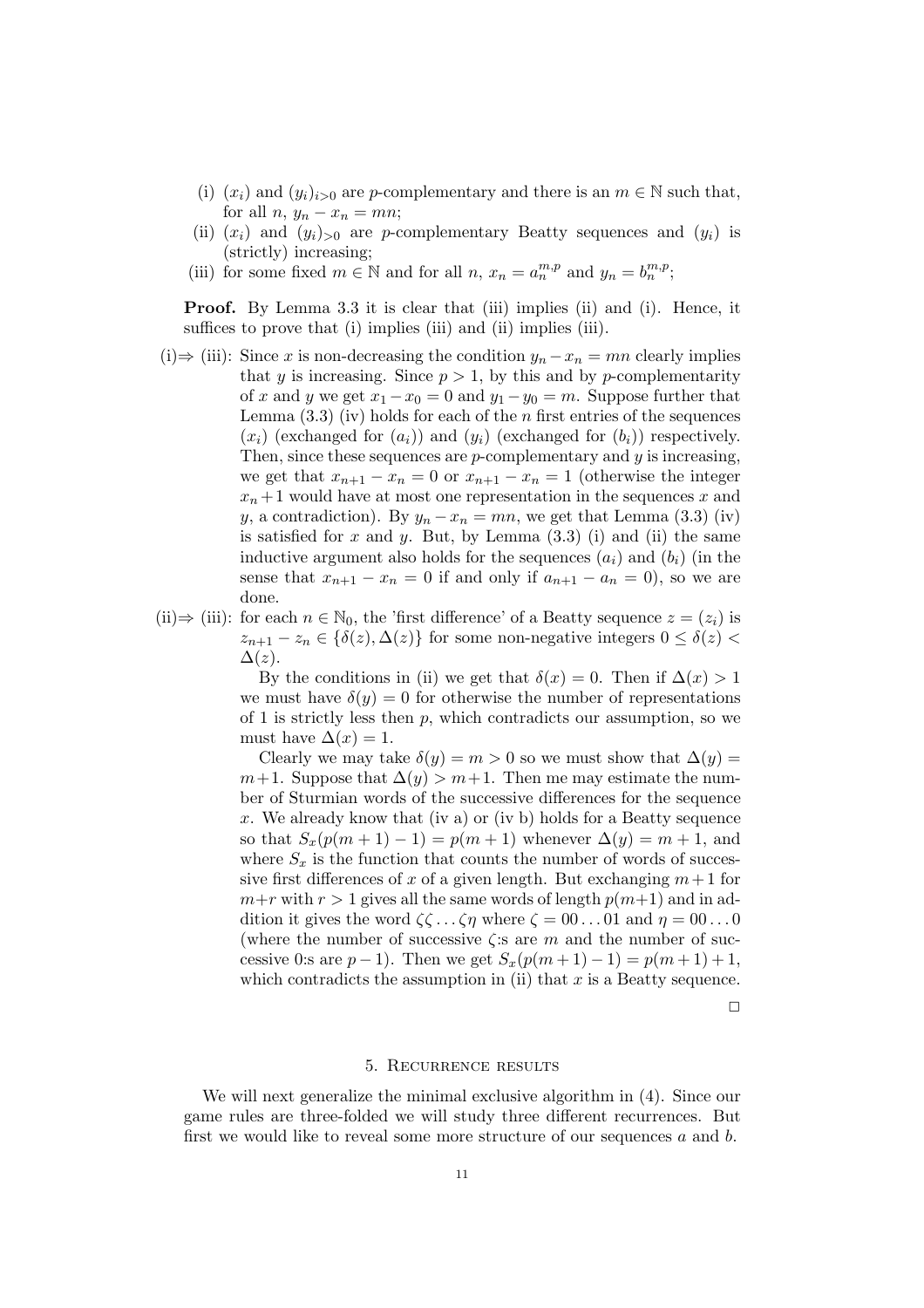(i) $(x_i)$ and $(y_i)_{i>0}$ are $p$-complementary and there is an $m \in \mathbb{N}$ such that, for all $n$, $y_n - x_n = mn$;

(ii) $(x_i)$ and $(y_i)_{>0}$ are $p$-complementary Beatty sequences and $(y_i)$ is (strictly) increasing;

(iii) for some fixed $m \in \mathbb{N}$ and for all $n$, $x_n = a_n^{m,p}$ and $y_n = b_n^{m,p}$;

**Proof.** By Lemma 3.3 it is clear that (iii) implies (ii) and (i). Hence, it suffices to prove that (i) implies (iii) and (ii) implies (iii).

(i)⇒ (iii): Since $x$ is non-decreasing the condition $y_n - x_n = mn$ clearly implies that $y$ is increasing. Since $p > 1$, by this and by $p$-complementarity of $x$ and $y$ we get $x_1 - x_0 = 0$ and $y_1 - y_0 = m$. Suppose further that Lemma (3.3) (iv) holds for each of the $n$ first entries of the sequences $(x_i)$ (exchanged for $(a_i)$) and $(y_i)$ (exchanged for $(b_i)$) respectively. Then, since these sequences are $p$-complementary and $y$ is increasing, we get that $x_{n+1} - x_n = 0$ or $x_{n+1} - x_n = 1$ (otherwise the integer $x_n + 1$ would have at most one representation in the sequences $x$ and $y$, a contradiction). By $y_n - x_n = mn$, we get that Lemma (3.3) (iv) is satisfied for $x$ and $y$. But, by Lemma (3.3) (i) and (ii) the same inductive argument also holds for the sequences $(a_i)$ and $(b_i)$ (in the sense that $x_{n+1} - x_n = 0$ if and only if $a_{n+1} - a_n = 0$), so we are done.

(ii)⇒ (iii): for each $n \in \mathbb{N}_0$, the 'first difference' of a Beatty sequence $z = (z_i)$ is $z_{n+1} - z_n \in \{\delta(z), \Delta(z)\}$ for some non-negative integers $0 \le \delta(z) < \Delta(z)$.

By the conditions in (ii) we get that $\delta(x) = 0$. Then if $\Delta(x) > 1$ we must have $\delta(y) = 0$ for otherwise the number of representations of 1 is strictly less then $p$, which contradicts our assumption, so we must have $\Delta(x) = 1$.

Clearly we may take $\delta(y) = m > 0$ so we must show that $\Delta(y) = m+1$. Suppose that $\Delta(y) > m+1$. Then me may estimate the number of Sturmian words of the successive differences for the sequence $x$. We already know that (iv a) or (iv b) holds for a Beatty sequence so that $S_x(p(m+1)-1) = p(m+1)$ whenever $\Delta(y) = m+1$, and where $S_x$ is the function that counts the number of words of successive first differences of $x$ of a given length. But exchanging $m+1$ for $m+r$ with $r > 1$ gives all the same words of length $p(m+1)$ and in addition it gives the word $\zeta\zeta\ldots\zeta\eta$ where $\zeta = 00\ldots01$ and $\eta = 00\ldots0$ (where the number of successive $\zeta$:s are $m$ and the number of successive 0:s are $p-1$). Then we get $S_x(p(m+1)-1) = p(m+1)+1$, which contradicts the assumption in (ii) that $x$ is a Beatty sequence.

□

## 5. Recurrence results

We will next generalize the minimal exclusive algorithm in (4). Since our game rules are three-folded we will study three different recurrences. But first we would like to reveal some more structure of our sequences $a$ and $b$.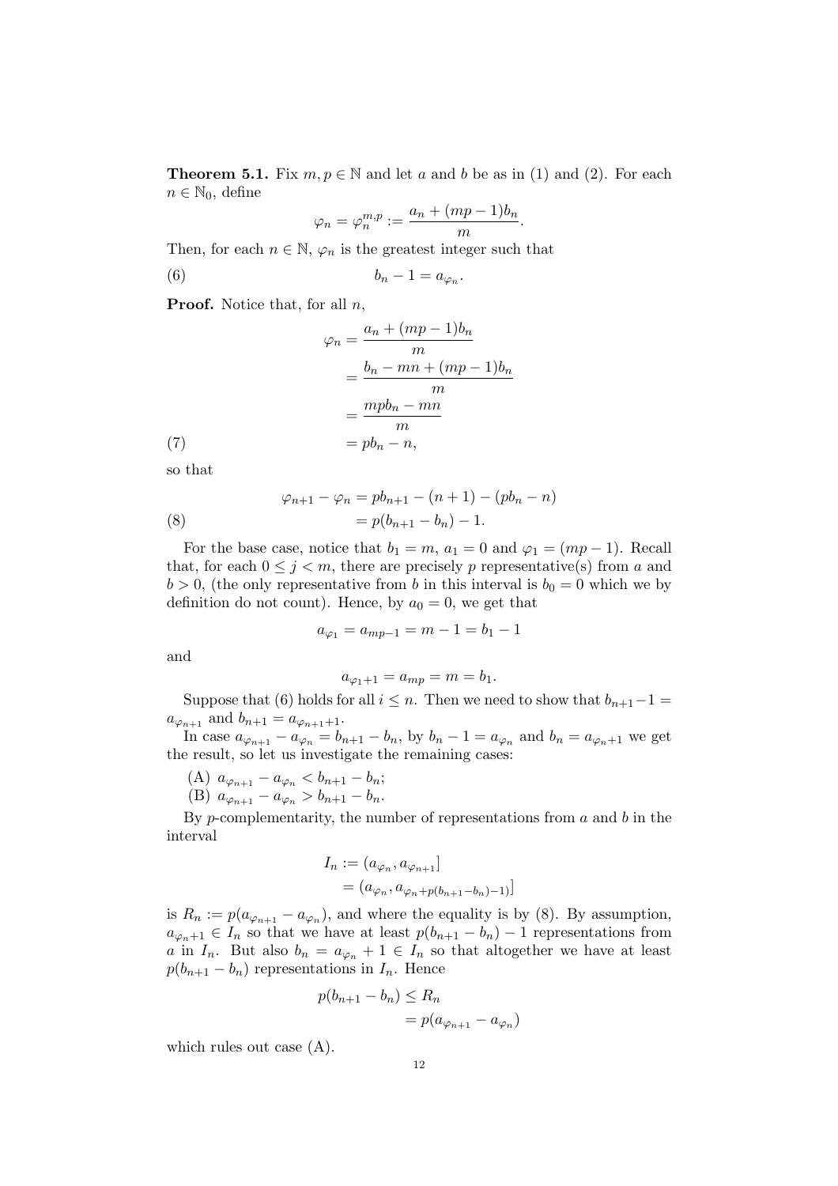**Theorem 5.1.** Fix $m, p \in \mathbb{N}$ and let $a$ and $b$ be as in (1) and (2). For each $n \in \mathbb{N}_0$, define

$$\varphi_n = \varphi_n^{m,p} := \frac{a_n + (mp-1)b_n}{m}.$$

Then, for each $n \in \mathbb{N}$, $\varphi_n$ is the greatest integer such that

$$b_n - 1 = a_{\varphi_n}. \tag{6}$$

**Proof.** Notice that, for all $n$,

$$\begin{aligned}
\varphi_n &= \frac{a_n + (mp-1)b_n}{m} \\
&= \frac{b_n - mn + (mp-1)b_n}{m} \\
&= \frac{mpb_n - mn}{m} \\
&= pb_n - n,
\end{aligned} \tag{7}$$

so that

$$\begin{aligned}
\varphi_{n+1} - \varphi_n &= pb_{n+1} - (n+1) - (pb_n - n) \\
&= p(b_{n+1} - b_n) - 1.
\end{aligned} \tag{8}$$

For the base case, notice that $b_1 = m$, $a_1 = 0$ and $\varphi_1 = (mp-1)$. Recall that, for each $0 \leq j < m$, there are precisely $p$ representative(s) from $a$ and $b > 0$, (the only representative from $b$ in this interval is $b_0 = 0$ which we by definition do not count). Hence, by $a_0 = 0$, we get that

$$a_{\varphi_1} = a_{mp-1} = m - 1 = b_1 - 1$$

and

$$a_{\varphi_1+1} = a_{mp} = m = b_1.$$

Suppose that (6) holds for all $i \leq n$. Then we need to show that $b_{n+1} - 1 = a_{\varphi_{n+1}}$ and $b_{n+1} = a_{\varphi_{n+1}+1}$.

In case $a_{\varphi_{n+1}} - a_{\varphi_n} = b_{n+1} - b_n$, by $b_n - 1 = a_{\varphi_n}$ and $b_n = a_{\varphi_n+1}$ we get the result, so let us investigate the remaining cases:

(A) $a_{\varphi_{n+1}} - a_{\varphi_n} < b_{n+1} - b_n$;
(B) $a_{\varphi_{n+1}} - a_{\varphi_n} > b_{n+1} - b_n$.

By $p$-complementarity, the number of representations from $a$ and $b$ in the interval

$$\begin{aligned}
I_n &:= (a_{\varphi_n}, a_{\varphi_{n+1}}] \\
&= (a_{\varphi_n}, a_{\varphi_n + p(b_{n+1}-b_n)-1)}]
\end{aligned}$$

is $R_n := p(a_{\varphi_{n+1}} - a_{\varphi_n})$, and where the equality is by (8). By assumption, $a_{\varphi_n+1} \in I_n$ so that we have at least $p(b_{n+1} - b_n) - 1$ representations from $a$ in $I_n$. But also $b_n = a_{\varphi_n} + 1 \in I_n$ so that altogether we have at least $p(b_{n+1} - b_n)$ representations in $I_n$. Hence

$$\begin{aligned}
p(b_{n+1} - b_n) &\leq R_n \\
&= p(a_{\varphi_{n+1}} - a_{\varphi_n})
\end{aligned}$$

which rules out case (A).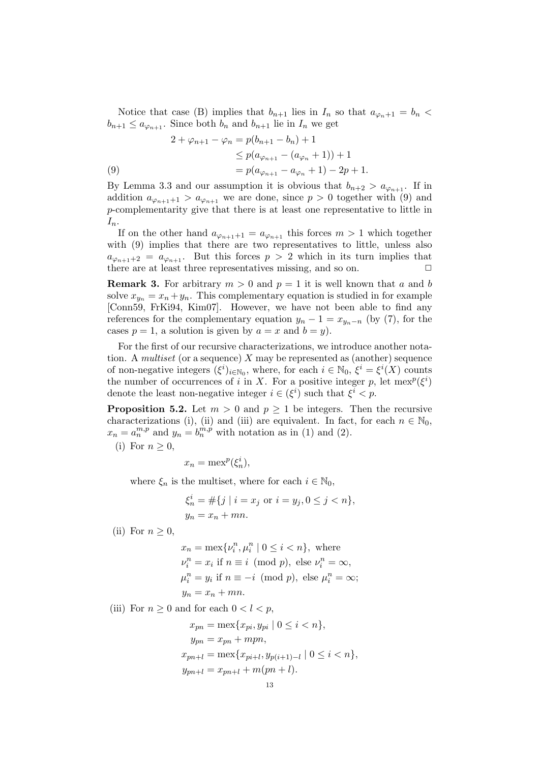Notice that case (B) implies that $b_{n+1}$ lies in $I_n$ so that $a_{\varphi_n+1} = b_n < b_{n+1} \leq a_{\varphi_{n+1}}$. Since both $b_n$ and $b_{n+1}$ lie in $I_n$ we get

$$
\begin{aligned}
2 + \varphi_{n+1} - \varphi_n &= p(b_{n+1} - b_n) + 1 \\
&\leq p(a_{\varphi_{n+1}} - (a_{\varphi_n} + 1)) + 1 \\
&= p(a_{\varphi_{n+1}} - a_{\varphi_n} + 1) - 2p + 1. \qquad (9)
\end{aligned}
$$

By Lemma 3.3 and our assumption it is obvious that $b_{n+2} > a_{\varphi_{n+1}}$. If in addition $a_{\varphi_{n+1}+1} > a_{\varphi_{n+1}}$ we are done, since $p > 0$ together with (9) and $p$-complementarity give that there is at least one representative to little in $I_n$.

If on the other hand $a_{\varphi_{n+1}+1} = a_{\varphi_{n+1}}$ this forces $m > 1$ which together with (9) implies that there are two representatives to little, unless also $a_{\varphi_{n+1}+2} = a_{\varphi_{n+1}}$. But this forces $p > 2$ which in its turn implies that there are at least three representatives missing, and so on. $\Box$

**Remark 3.** For arbitrary $m > 0$ and $p = 1$ it is well known that $a$ and $b$ solve $x_{y_n} = x_n + y_n$. This complementary equation is studied in for example [Conn59, FrKi94, Kim07]. However, we have not been able to find any references for the complementary equation $y_n - 1 = x_{y_n - n}$ (by (7), for the cases $p = 1$, a solution is given by $a = x$ and $b = y$).

For the first of our recursive characterizations, we introduce another notation. A *multiset* (or a sequence) $X$ may be represented as (another) sequence of non-negative integers $(\xi^i)_{i \in \mathbb{N}_0}$, where, for each $i \in \mathbb{N}_0$, $\xi^i = \xi^i(X)$ counts the number of occurrences of $i$ in $X$. For a positive integer $p$, let $\operatorname{mex}^p(\xi^i)$ denote the least non-negative integer $i \in (\xi^i)$ such that $\xi^i < p$.

**Proposition 5.2.** Let $m > 0$ and $p \geq 1$ be integers. Then the recursive characterizations (i), (ii) and (iii) are equivalent. In fact, for each $n \in \mathbb{N}_0$, $x_n = a_n^{m,p}$ and $y_n = b_n^{m,p}$ with notation as in (1) and (2).

(i) For $n \geq 0$,

$$x_n = \operatorname{mex}^p(\xi_n^i),$$

where $\xi_n$ is the multiset, where for each $i \in \mathbb{N}_0$,

$$
\begin{aligned}
\xi_n^i &= \#\{j \mid i = x_j \text{ or } i = y_j, 0 \leq j < n\}, \\
y_n &= x_n + mn.
\end{aligned}
$$

(ii) For $n \geq 0$,

$$
\begin{aligned}
x_n &= \operatorname{mex}\{\nu_i^n, \mu_i^n \mid 0 \leq i < n\}, \text{ where} \\
\nu_i^n &= x_i \text{ if } n \equiv i \pmod{p}, \text{ else } \nu_i^n = \infty, \\
\mu_i^n &= y_i \text{ if } n \equiv -i \pmod{p}, \text{ else } \mu_i^n = \infty; \\
y_n &= x_n + mn.
\end{aligned}
$$

(iii) For $n \geq 0$ and for each $0 < l < p$,

$$
\begin{aligned}
x_{pn} &= \operatorname{mex}\{x_{pi}, y_{pi} \mid 0 \leq i < n\}, \\
y_{pn} &= x_{pn} + mpn, \\
x_{pn+l} &= \operatorname{mex}\{x_{pi+l}, y_{p(i+1)-l} \mid 0 \leq i < n\}, \\
y_{pn+l} &= x_{pn+l} + m(pn + l).
\end{aligned}
$$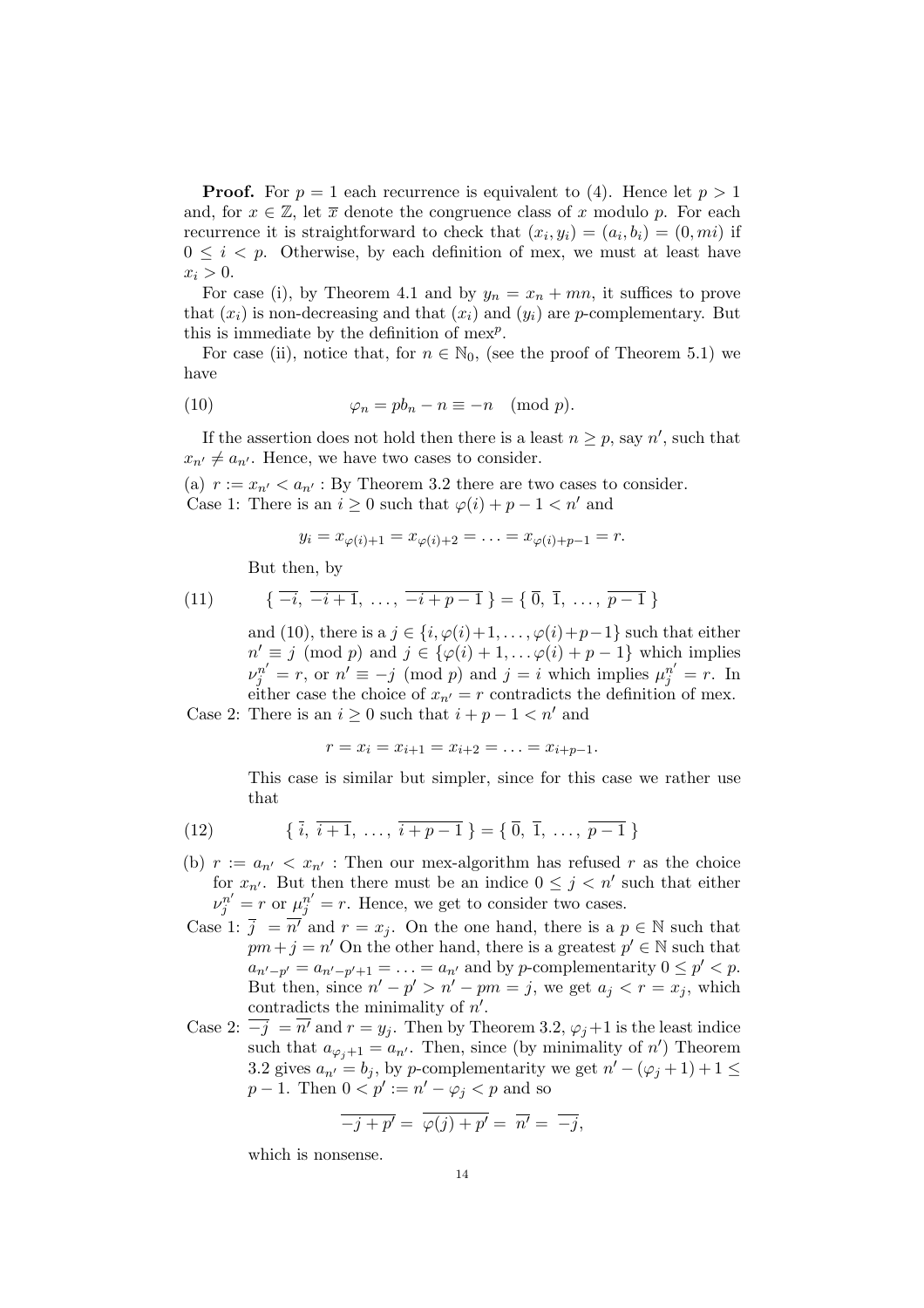**Proof.** For $p = 1$ each recurrence is equivalent to (4). Hence let $p > 1$ and, for $x \in \mathbb{Z}$, let $\overline{x}$ denote the congruence class of $x$ modulo $p$. For each recurrence it is straightforward to check that $(x_i, y_i) = (a_i, b_i) = (0, mi)$ if $0 \le i < p$. Otherwise, by each definition of mex, we must at least have $x_i > 0$.

For case (i), by Theorem 4.1 and by $y_n = x_n + mn$, it suffices to prove that $(x_i)$ is non-decreasing and that $(x_i)$ and $(y_i)$ are $p$-complementary. But this is immediate by the definition of $\text{mex}^p$.

For case (ii), notice that, for $n \in \mathbb{N}_0$, (see the proof of Theorem 5.1) we have

$$\varphi_n = pb_n - n \equiv -n \pmod{p}. \tag{10}$$

If the assertion does not hold then there is a least $n \ge p$, say $n'$, such that $x_{n'} \ne a_{n'}$. Hence, we have two cases to consider.

(a) $r := x_{n'} < a_{n'}$ : By Theorem 3.2 there are two cases to consider.

Case 1: There is an $i \ge 0$ such that $\varphi(i) + p - 1 < n'$ and

$$y_i = x_{\varphi(i)+1} = x_{\varphi(i)+2} = \ldots = x_{\varphi(i)+p-1} = r.$$

But then, by

$$\{\, \overline{-i},\ \overline{-i+1},\ \ldots,\ \overline{-i+p-1}\,\} = \{\, \overline{0},\ \overline{1},\ \ldots,\ \overline{p-1}\,\} \tag{11}$$

and (10), there is a $j \in \{i, \varphi(i)+1, \ldots, \varphi(i)+p-1\}$ such that either $n' \equiv j \pmod{p}$ and $j \in \{\varphi(i)+1, \ldots \varphi(i)+p-1\}$ which implies $\nu_j^{n'} = r$, or $n' \equiv -j \pmod{p}$ and $j = i$ which implies $\mu_j^{n'} = r$. In either case the choice of $x_{n'} = r$ contradicts the definition of mex.

Case 2: There is an $i \ge 0$ such that $i + p - 1 < n'$ and

$$r = x_i = x_{i+1} = x_{i+2} = \ldots = x_{i+p-1}.$$

This case is similar but simpler, since for this case we rather use that

$$\{\, \overline{i},\ \overline{i+1},\ \ldots,\ \overline{i+p-1}\,\} = \{\, \overline{0},\ \overline{1},\ \ldots,\ \overline{p-1}\,\} \tag{12}$$

(b) $r := a_{n'} < x_{n'}$ : Then our mex-algorithm has refused $r$ as the choice for $x_{n'}$. But then there must be an indice $0 \le j < n'$ such that either $\nu_j^{n'} = r$ or $\mu_j^{n'} = r$. Hence, we get to consider two cases.

Case 1: $\overline{j} = \overline{n'}$ and $r = x_j$. On the one hand, there is a $p \in \mathbb{N}$ such that $pm + j = n'$ On the other hand, there is a greatest $p' \in \mathbb{N}$ such that $a_{n'-p'} = a_{n'-p'+1} = \ldots = a_{n'}$ and by $p$-complementarity $0 \le p' < p$. But then, since $n' - p' > n' - pm = j$, we get $a_j < r = x_j$, which contradicts the minimality of $n'$.

Case 2: $\overline{-j} = \overline{n'}$ and $r = y_j$. Then by Theorem 3.2, $\varphi_j + 1$ is the least indice such that $a_{\varphi_j+1} = a_{n'}$. Then, since (by minimality of $n'$) Theorem 3.2 gives $a_{n'} = b_j$, by $p$-complementarity we get $n' - (\varphi_j + 1) + 1 \le p - 1$. Then $0 < p' := n' - \varphi_j < p$ and so

$$\overline{-j + p'} = \overline{\varphi(j) + p'} = \overline{n'} = \overline{-j},$$

which is nonsense.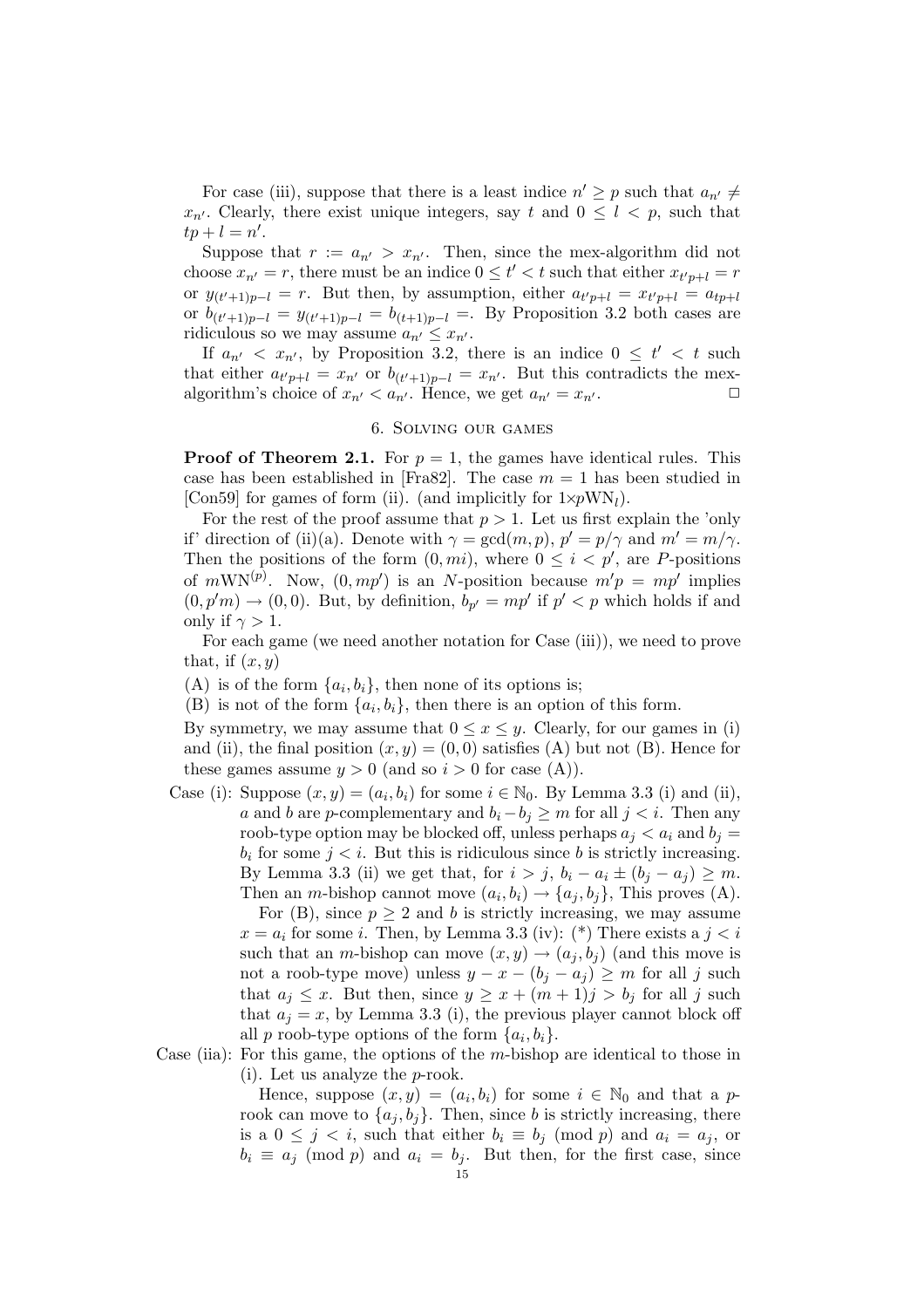For case (iii), suppose that there is a least indice $n' \geq p$ such that $a_{n'} \neq x_{n'}$. Clearly, there exist unique integers, say $t$ and $0 \leq l < p$, such that $tp + l = n'$.

Suppose that $r := a_{n'} > x_{n'}$. Then, since the mex-algorithm did not choose $x_{n'} = r$, there must be an indice $0 \leq t' < t$ such that either $x_{t'p+l} = r$ or $y_{(t'+1)p-l} = r$. But then, by assumption, either $a_{t'p+l} = x_{t'p+l} = a_{tp+l}$ or $b_{(t'+1)p-l} = y_{(t'+1)p-l} = b_{(t+1)p-l} =$. By Proposition 3.2 both cases are ridiculous so we may assume $a_{n'} \leq x_{n'}$.

If $a_{n'} < x_{n'}$, by Proposition 3.2, there is an indice $0 \leq t' < t$ such that either $a_{t'p+l} = x_{n'}$ or $b_{(t'+1)p-l} = x_{n'}$. But this contradicts the mex-algorithm's choice of $x_{n'} < a_{n'}$. Hence, we get $a_{n'} = x_{n'}$. □

## 6. Solving our games

**Proof of Theorem 2.1.** For $p = 1$, the games have identical rules. This case has been established in [Fra82]. The case $m = 1$ has been studied in [Con59] for games of form (ii). (and implicitly for $1{\times}p\mathrm{WN}_l$).

For the rest of the proof assume that $p > 1$. Let us first explain the 'only if' direction of (ii)(a). Denote with $\gamma = \gcd(m, p)$, $p' = p/\gamma$ and $m' = m/\gamma$. Then the positions of the form $(0, mi)$, where $0 \leq i < p'$, are $P$-positions of $m\mathrm{WN}^{(p)}$. Now, $(0, mp')$ is an $N$-position because $m'p = mp'$ implies $(0, p'm) \to (0, 0)$. But, by definition, $b_{p'} = mp'$ if $p' < p$ which holds if and only if $\gamma > 1$.

For each game (we need another notation for Case (iii)), we need to prove that, if $(x, y)$

(A) is of the form $\{a_i, b_i\}$, then none of its options is;

(B) is not of the form $\{a_i, b_i\}$, then there is an option of this form.

By symmetry, we may assume that $0 \leq x \leq y$. Clearly, for our games in (i) and (ii), the final position $(x, y) = (0, 0)$ satisfies (A) but not (B). Hence for these games assume $y > 0$ (and so $i > 0$ for case (A)).

Case (i): Suppose $(x, y) = (a_i, b_i)$ for some $i \in \mathbb{N}_0$. By Lemma 3.3 (i) and (ii), $a$ and $b$ are $p$-complementary and $b_i - b_j \geq m$ for all $j < i$. Then any roob-type option may be blocked off, unless perhaps $a_j < a_i$ and $b_j = b_i$ for some $j < i$. But this is ridiculous since $b$ is strictly increasing. By Lemma 3.3 (ii) we get that, for $i > j$, $b_i - a_i \pm (b_j - a_j) \geq m$. Then an $m$-bishop cannot move $(a_i, b_i) \to \{a_j, b_j\}$, This proves (A).

For (B), since $p \geq 2$ and $b$ is strictly increasing, we may assume $x = a_i$ for some $i$. Then, by Lemma 3.3 (iv): (\*) There exists a $j < i$ such that an $m$-bishop can move $(x, y) \to (a_j, b_j)$ (and this move is not a roob-type move) unless $y - x - (b_j - a_j) \geq m$ for all $j$ such that $a_j \leq x$. But then, since $y \geq x + (m+1)j > b_j$ for all $j$ such that $a_j = x$, by Lemma 3.3 (i), the previous player cannot block off all $p$ roob-type options of the form $\{a_i, b_i\}$.

Case (iia): For this game, the options of the $m$-bishop are identical to those in (i). Let us analyze the $p$-rook.

Hence, suppose $(x, y) = (a_i, b_i)$ for some $i \in \mathbb{N}_0$ and that a $p$-rook can move to $\{a_j, b_j\}$. Then, since $b$ is strictly increasing, there is a $0 \leq j < i$, such that either $b_i \equiv b_j \pmod p$ and $a_i = a_j$, or $b_i \equiv a_j \pmod p$ and $a_i = b_j$. But then, for the first case, since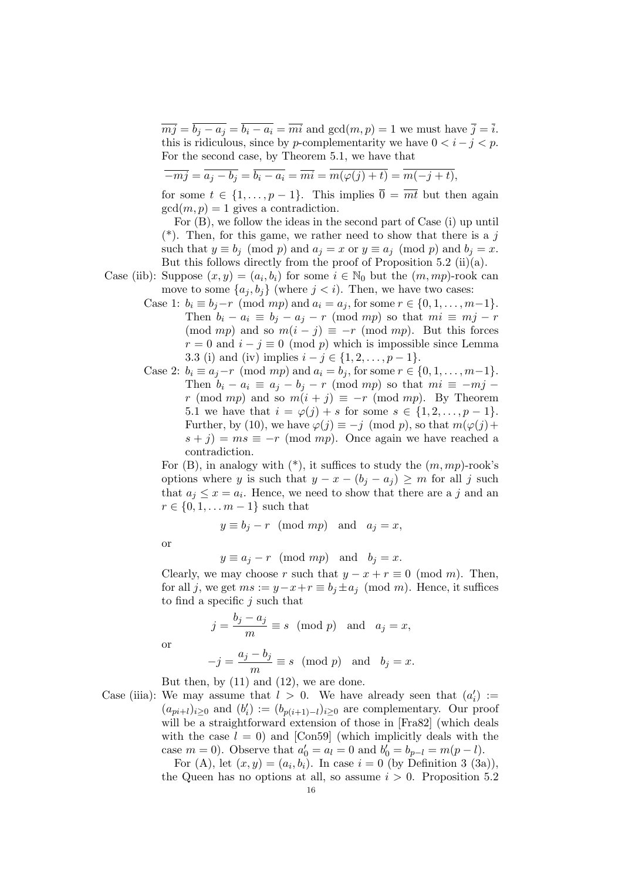$\overline{mj} = \overline{b_j - a_j} = \overline{b_i - a_i} = \overline{mi}$ and $\gcd(m, p) = 1$ we must have $\overline{j} = \overline{i}$. this is ridiculous, since by $p$-complementarity we have $0 < i - j < p$. For the second case, by Theorem 5.1, we have that

$$\overline{-mj} = \overline{a_j - b_j} = \overline{b_i - a_i} = \overline{mi} = \overline{m(\varphi(j) + t)} = \overline{m(-j + t)},$$

for some $t \in \{1, \ldots, p - 1\}$. This implies $\overline{0} = \overline{mt}$ but then again $\gcd(m, p) = 1$ gives a contradiction.

For (B), we follow the ideas in the second part of Case (i) up until (\*). Then, for this game, we rather need to show that there is a $j$ such that $y \equiv b_j \pmod{p}$ and $a_j = x$ or $y \equiv a_j \pmod{p}$ and $b_j = x$. But this follows directly from the proof of Proposition 5.2 (ii)(a).

Case (iib): Suppose $(x, y) = (a_i, b_i)$ for some $i \in \mathbb{N}_0$ but the $(m, mp)$-rook can move to some $\{a_j, b_j\}$ (where $j < i$). Then, we have two cases:

Case 1: $b_i \equiv b_j - r \pmod{mp}$ and $a_i = a_j$, for some $r \in \{0, 1, \ldots, m-1\}$. Then $b_i - a_i \equiv b_j - a_j - r \pmod{mp}$ so that $mi \equiv mj - r \pmod{mp}$ and so $m(i - j) \equiv -r \pmod{mp}$. But this forces $r = 0$ and $i - j \equiv 0 \pmod{p}$ which is impossible since Lemma 3.3 (i) and (iv) implies $i - j \in \{1, 2, \ldots, p - 1\}$.

Case 2: $b_i \equiv a_j - r \pmod{mp}$ and $a_i = b_j$, for some $r \in \{0, 1, \ldots, m-1\}$. Then $b_i - a_i \equiv a_j - b_j - r \pmod{mp}$ so that $mi \equiv -mj - r \pmod{mp}$ and so $m(i + j) \equiv -r \pmod{mp}$. By Theorem 5.1 we have that $i = \varphi(j) + s$ for some $s \in \{1, 2, \ldots, p - 1\}$. Further, by (10), we have $\varphi(j) \equiv -j \pmod{p}$, so that $m(\varphi(j) + s + j) = ms \equiv -r \pmod{mp}$. Once again we have reached a contradiction.

For (B), in analogy with (\*), it suffices to study the $(m, mp)$-rook's options where $y$ is such that $y - x - (b_j - a_j) \geq m$ for all $j$ such that $a_j \leq x = a_i$. Hence, we need to show that there are a $j$ and an $r \in \{0, 1, \ldots m - 1\}$ such that

$$y \equiv b_j - r \pmod{mp} \quad \text{and} \quad a_j = x,$$

or

$$y \equiv a_j - r \pmod{mp} \quad \text{and} \quad b_j = x.$$

Clearly, we may choose $r$ such that $y - x + r \equiv 0 \pmod{m}$. Then, for all $j$, we get $ms := y - x + r \equiv b_j \pm a_j \pmod{m}$. Hence, it suffices to find a specific $j$ such that

$$j = \frac{b_j - a_j}{m} \equiv s \pmod{p} \quad \text{and} \quad a_j = x,$$

or

$$-j = \frac{a_j - b_j}{m} \equiv s \pmod{p} \quad \text{and} \quad b_j = x.$$

But then, by (11) and (12), we are done.

Case (iiia): We may assume that $l > 0$. We have already seen that $(a'_i) := (a_{pi+l})_{i \geq 0}$ and $(b'_i) := (b_{p(i+1)-l})_{i \geq 0}$ are complementary. Our proof will be a straightforward extension of those in [Fra82] (which deals with the case $l = 0$) and [Con59] (which implicitly deals with the case $m = 0$). Observe that $a'_0 = a_l = 0$ and $b'_0 = b_{p-l} = m(p - l)$.

For (A), let $(x, y) = (a_i, b_i)$. In case $i = 0$ (by Definition 3 (3a)), the Queen has no options at all, so assume $i > 0$. Proposition 5.2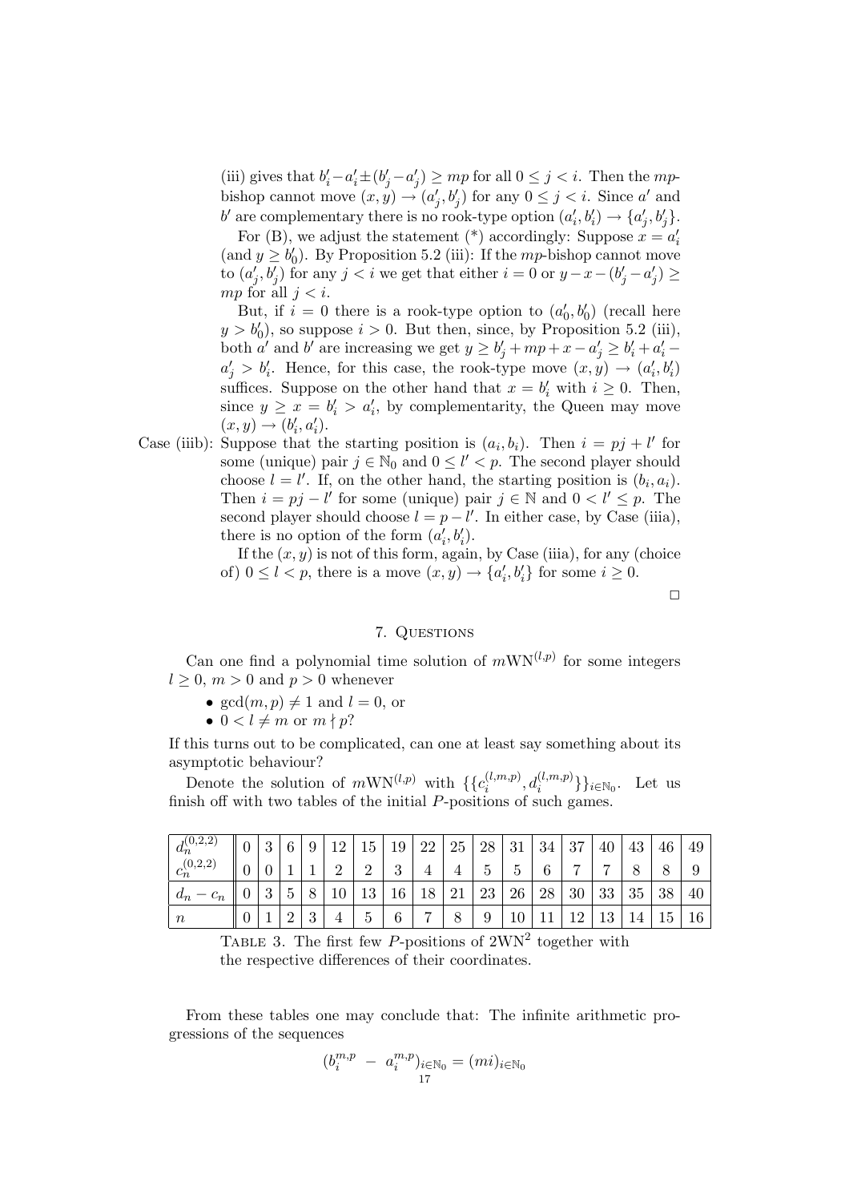(iii) gives that $b'_i - a'_i \pm (b'_j - a'_j) \geq mp$ for all $0 \leq j < i$. Then the $mp$-bishop cannot move $(x, y) \to (a'_j, b'_j)$ for any $0 \leq j < i$. Since $a'$ and $b'$ are complementary there is no rook-type option $(a'_i, b'_i) \to \{a'_j, b'_j\}$.

For (B), we adjust the statement (*) accordingly: Suppose $x = a'_i$ (and $y \geq b'_0$). By Proposition 5.2 (iii): If the $mp$-bishop cannot move to $(a'_j, b'_j)$ for any $j < i$ we get that either $i = 0$ or $y - x - (b'_j - a'_j) \geq mp$ for all $j < i$.

But, if $i = 0$ there is a rook-type option to $(a'_0, b'_0)$ (recall here $y > b'_0$), so suppose $i > 0$. But then, since, by Proposition 5.2 (iii), both $a'$ and $b'$ are increasing we get $y \geq b'_j + mp + x - a'_j \geq b'_i + a'_i - a'_j > b'_i$. Hence, for this case, the rook-type move $(x, y) \to (a'_i, b'_i)$ suffices. Suppose on the other hand that $x = b'_i$ with $i \geq 0$. Then, since $y \geq x = b'_i > a'_i$, by complementarity, the Queen may move $(x, y) \to (b'_i, a'_i)$.

Case (iiib): Suppose that the starting position is $(a_i, b_i)$. Then $i = pj + l'$ for some (unique) pair $j \in \mathbb{N}_0$ and $0 \leq l' < p$. The second player should choose $l = l'$. If, on the other hand, the starting position is $(b_i, a_i)$. Then $i = pj - l'$ for some (unique) pair $j \in \mathbb{N}$ and $0 < l' \leq p$. The second player should choose $l = p - l'$. In either case, by Case (iiia), there is no option of the form $(a'_i, b'_i)$.

If the $(x, y)$ is not of this form, again, by Case (iiia), for any (choice of) $0 \leq l < p$, there is a move $(x, y) \to \{a'_i, b'_i\}$ for some $i \geq 0$.

□

## 7. Questions

Can one find a polynomial time solution of $m\mathrm{WN}^{(l,p)}$ for some integers $l \geq 0$, $m > 0$ and $p > 0$ whenever

- $\gcd(m, p) \neq 1$ and $l = 0$, or
- $0 < l \neq m$ or $m \nmid p$?

If this turns out to be complicated, can one at least say something about its asymptotic behaviour?

Denote the solution of $m\mathrm{WN}^{(l,p)}$ with $\{\{c_i^{(l,m,p)}, d_i^{(l,m,p)}\}\}_{i \in \mathbb{N}_0}$. Let us finish off with two tables of the initial $P$-positions of such games.

| $d_n^{(0,2,2)}$ | 0 | 3 | 6 | 9 | 12 | 15 | 19 | 22 | 25 | 28 | 31 | 34 | 37 | 40 | 43 | 46 | 49 |
|---|---|---|---|---|---|---|---|---|---|---|---|---|---|---|---|---|---|
| $c_n^{(0,2,2)}$ | 0 | 0 | 1 | 1 | 2 | 2 | 3 | 4 | 4 | 5 | 5 | 6 | 7 | 7 | 8 | 8 | 9 |
| $d_n - c_n$ | 0 | 3 | 5 | 8 | 10 | 13 | 16 | 18 | 21 | 23 | 26 | 28 | 30 | 33 | 35 | 38 | 40 |
| $n$ | 0 | 1 | 2 | 3 | 4 | 5 | 6 | 7 | 8 | 9 | 10 | 11 | 12 | 13 | 14 | 15 | 16 |

Table 3. The first few $P$-positions of $2\mathrm{WN}^2$ together with the respective differences of their coordinates.

From these tables one may conclude that: The infinite arithmetic progressions of the sequences

$$(b_i^{m,p} - a_i^{m,p})_{i \in \mathbb{N}_0} = (mi)_{i \in \mathbb{N}_0}$$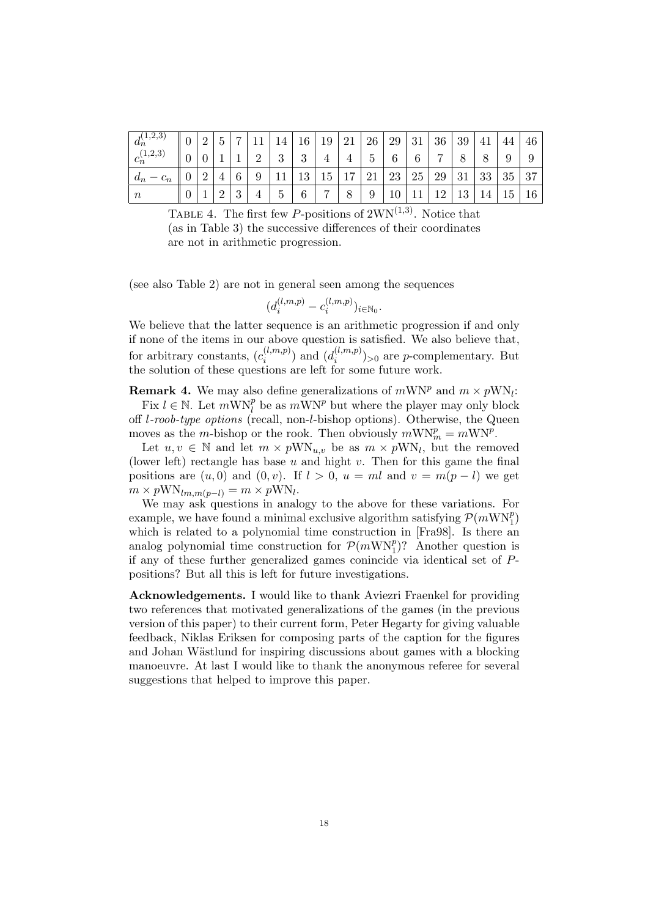| $d_n^{(1,2,3)}$ | 0 | 2 | 5 | 7 | 11 | 14 | 16 | 19 | 21 | 26 | 29 | 31 | 36 | 39 | 41 | 44 | 46 |
|---|---|---|---|---|---|---|---|---|---|---|---|---|---|---|---|---|---|
| $c_n^{(1,2,3)}$ | 0 | 0 | 1 | 1 | 2 | 3 | 3 | 4 | 4 | 5 | 6 | 6 | 7 | 8 | 8 | 9 | 9 |
| $d_n - c_n$ | 0 | 2 | 4 | 6 | 9 | 11 | 13 | 15 | 17 | 21 | 23 | 25 | 29 | 31 | 33 | 35 | 37 |
| $n$ | 0 | 1 | 2 | 3 | 4 | 5 | 6 | 7 | 8 | 9 | 10 | 11 | 12 | 13 | 14 | 15 | 16 |

Table 4. The first few $P$-positions of $2\text{WN}^{(1,3)}$. Notice that (as in Table 3) the successive differences of their coordinates are not in arithmetic progression.

(see also Table 2) are not in general seen among the sequences

$$(d_i^{(l,m,p)} - c_i^{(l,m,p)})_{i \in \mathbb{N}_0}.$$

We believe that the latter sequence is an arithmetic progression if and only if none of the items in our above question is satisfied. We also believe that, for arbitrary constants, $(c_i^{(l,m,p)})$ and $(d_i^{(l,m,p)})_{>0}$ are $p$-complementary. But the solution of these questions are left for some future work.

**Remark 4.** We may also define generalizations of $m\text{WN}^p$ and $m \times p\text{WN}_l$:

Fix $l \in \mathbb{N}$. Let $m\text{WN}_l^p$ be as $m\text{WN}^p$ but where the player may only block off *l-roob-type options* (recall, non-$l$-bishop options). Otherwise, the Queen moves as the $m$-bishop or the rook. Then obviously $m\text{WN}_m^p = m\text{WN}^p$.

Let $u, v \in \mathbb{N}$ and let $m \times p\text{WN}_{u,v}$ be as $m \times p\text{WN}_l$, but the removed (lower left) rectangle has base $u$ and hight $v$. Then for this game the final positions are $(u, 0)$ and $(0, v)$. If $l > 0$, $u = ml$ and $v = m(p - l)$ we get $m \times p\text{WN}_{lm,m(p-l)} = m \times p\text{WN}_l$.

We may ask questions in analogy to the above for these variations. For example, we have found a minimal exclusive algorithm satisfying $\mathcal{P}(m\text{WN}_1^p)$ which is related to a polynomial time construction in [Fra98]. Is there an analog polynomial time construction for $\mathcal{P}(m\text{WN}_1^p)$? Another question is if any of these further generalized games conincide via identical set of $P$-positions? But all this is left for future investigations.

**Acknowledgements.** I would like to thank Aviezri Fraenkel for providing two references that motivated generalizations of the games (in the previous version of this paper) to their current form, Peter Hegarty for giving valuable feedback, Niklas Eriksen for composing parts of the caption for the figures and Johan Wästlund for inspiring discussions about games with a blocking manoeuvre. At last I would like to thank the anonymous referee for several suggestions that helped to improve this paper.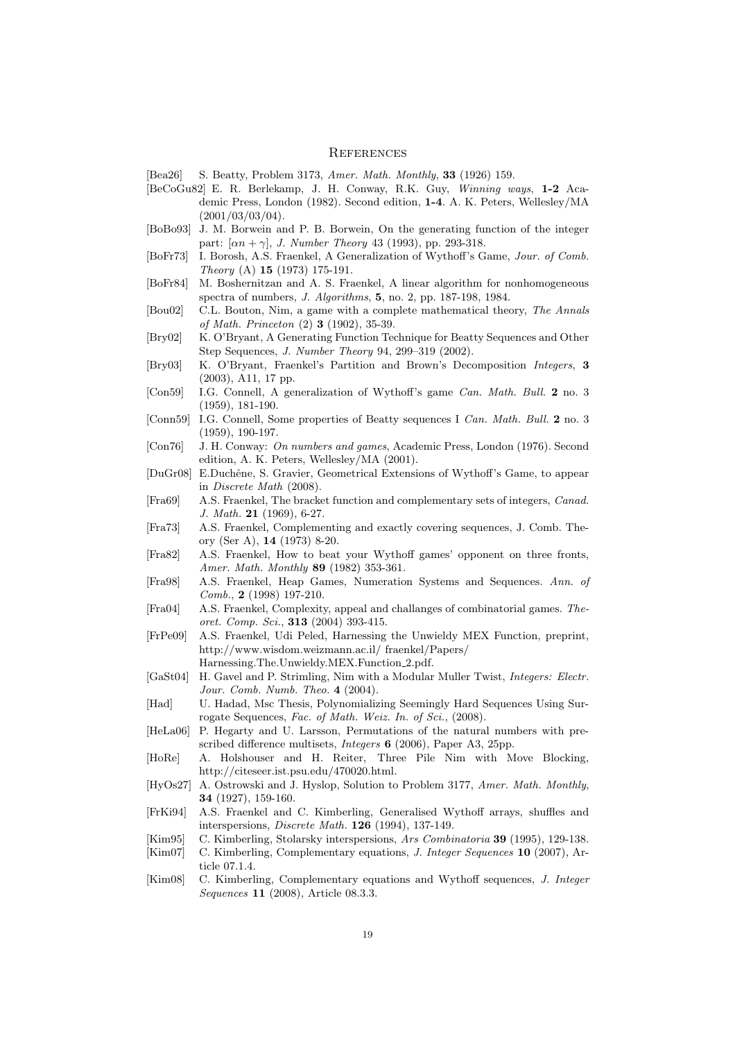## References

[Bea26] S. Beatty, Problem 3173, *Amer. Math. Monthly*, **33** (1926) 159.

[BeCoGu82] E. R. Berlekamp, J. H. Conway, R.K. Guy, *Winning ways*, **1-2** Academic Press, London (1982). Second edition, **1-4**. A. K. Peters, Wellesley/MA (2001/03/03/04).

[BoBo93] J. M. Borwein and P. B. Borwein, On the generating function of the integer part: $[\alpha n + \gamma]$, *J. Number Theory* 43 (1993), pp. 293-318.

[BoFr73] I. Borosh, A.S. Fraenkel, A Generalization of Wythoff's Game, *Jour. of Comb. Theory* (A) **15** (1973) 175-191.

[BoFr84] M. Boshernitzan and A. S. Fraenkel, A linear algorithm for nonhomogeneous spectra of numbers, *J. Algorithms*, **5**, no. 2, pp. 187-198, 1984.

[Bou02] C.L. Bouton, Nim, a game with a complete mathematical theory, *The Annals of Math. Princeton* (2) **3** (1902), 35-39.

[Bry02] K. O'Bryant, A Generating Function Technique for Beatty Sequences and Other Step Sequences, *J. Number Theory* 94, 299–319 (2002).

[Bry03] K. O'Bryant, Fraenkel's Partition and Brown's Decomposition *Integers*, **3** (2003), A11, 17 pp.

[Con59] I.G. Connell, A generalization of Wythoff's game *Can. Math. Bull.* **2** no. 3 (1959), 181-190.

[Conn59] I.G. Connell, Some properties of Beatty sequences I *Can. Math. Bull.* **2** no. 3 (1959), 190-197.

[Con76] J. H. Conway: *On numbers and games*, Academic Press, London (1976). Second edition, A. K. Peters, Wellesley/MA (2001).

[DuGr08] E.Duchêne, S. Gravier, Geometrical Extensions of Wythoff's Game, to appear in *Discrete Math* (2008).

[Fra69] A.S. Fraenkel, The bracket function and complementary sets of integers, *Canad. J. Math.* **21** (1969), 6-27.

[Fra73] A.S. Fraenkel, Complementing and exactly covering sequences, J. Comb. Theory (Ser A), **14** (1973) 8-20.

[Fra82] A.S. Fraenkel, How to beat your Wythoff games' opponent on three fronts, *Amer. Math. Monthly* **89** (1982) 353-361.

[Fra98] A.S. Fraenkel, Heap Games, Numeration Systems and Sequences. *Ann. of Comb.*, **2** (1998) 197-210.

[Fra04] A.S. Fraenkel, Complexity, appeal and challanges of combinatorial games. *Theoret. Comp. Sci.*, **313** (2004) 393-415.

[FrPe09] A.S. Fraenkel, Udi Peled, Harnessing the Unwieldy MEX Function, preprint, http://www.wisdom.weizmann.ac.il/ fraenkel/Papers/ Harnessing.The.Unwieldy.MEX.Function_2.pdf.

[GaSt04] H. Gavel and P. Strimling, Nim with a Modular Muller Twist, *Integers: Electr. Jour. Comb. Numb. Theo.* **4** (2004).

[Had] U. Hadad, Msc Thesis, Polynomializing Seemingly Hard Sequences Using Surrogate Sequences, *Fac. of Math. Weiz. In. of Sci.*, (2008).

[HeLa06] P. Hegarty and U. Larsson, Permutations of the natural numbers with prescribed difference multisets, *Integers* **6** (2006), Paper A3, 25pp.

[HoRe] A. Holshouser and H. Reiter, Three Pile Nim with Move Blocking, http://citeseer.ist.psu.edu/470020.html.

[HyOs27] A. Ostrowski and J. Hyslop, Solution to Problem 3177, *Amer. Math. Monthly*, **34** (1927), 159-160.

[FrKi94] A.S. Fraenkel and C. Kimberling, Generalised Wythoff arrays, shuffles and interspersions, *Discrete Math.* **126** (1994), 137-149.

[Kim95] C. Kimberling, Stolarsky interspersions, *Ars Combinatoria* **39** (1995), 129-138.

[Kim07] C. Kimberling, Complementary equations, *J. Integer Sequences* **10** (2007), Article 07.1.4.

[Kim08] C. Kimberling, Complementary equations and Wythoff sequences, *J. Integer Sequences* **11** (2008), Article 08.3.3.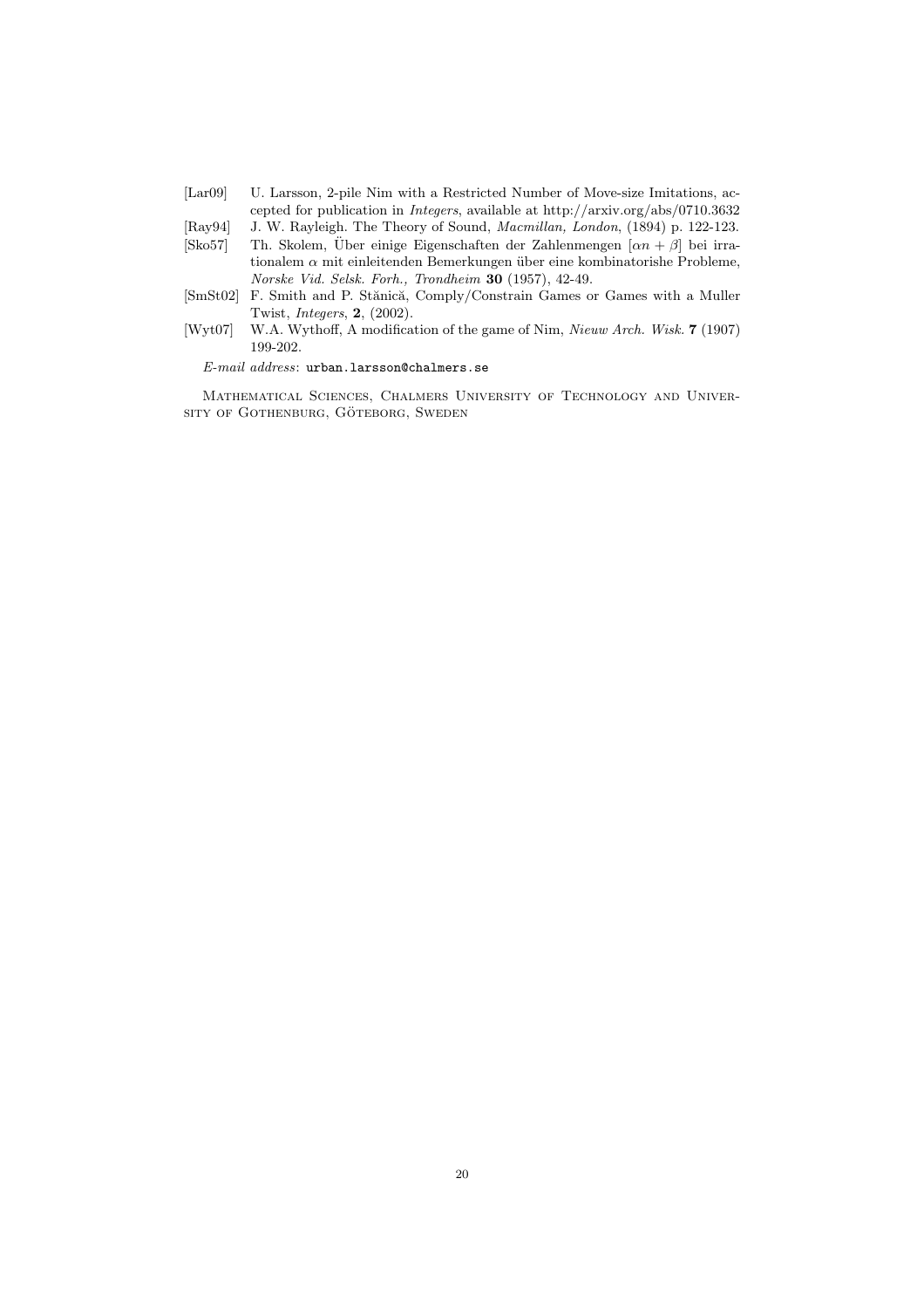[Lar09] U. Larsson, 2-pile Nim with a Restricted Number of Move-size Imitations, accepted for publication in *Integers*, available at http://arxiv.org/abs/0710.3632

[Ray94] J. W. Rayleigh. The Theory of Sound, *Macmillan, London*, (1894) p. 122-123.

[Sko57] Th. Skolem, Über einige Eigenschaften der Zahlenmengen $[\alpha n + \beta]$ bei irrationalem $\alpha$ mit einleitenden Bemerkungen über eine kombinatorishe Probleme, *Norske Vid. Selsk. Forh., Trondheim* **30** (1957), 42-49.

[SmSt02] F. Smith and P. Stănică, Comply/Constrain Games or Games with a Muller Twist, *Integers*, **2**, (2002).

[Wyt07] W.A. Wythoff, A modification of the game of Nim, *Nieuw Arch. Wisk.* **7** (1907) 199-202.

*E-mail address*: `urban.larsson@chalmers.se`

Mathematical Sciences, Chalmers University of Technology and University of Gothenburg, Göteborg, Sweden